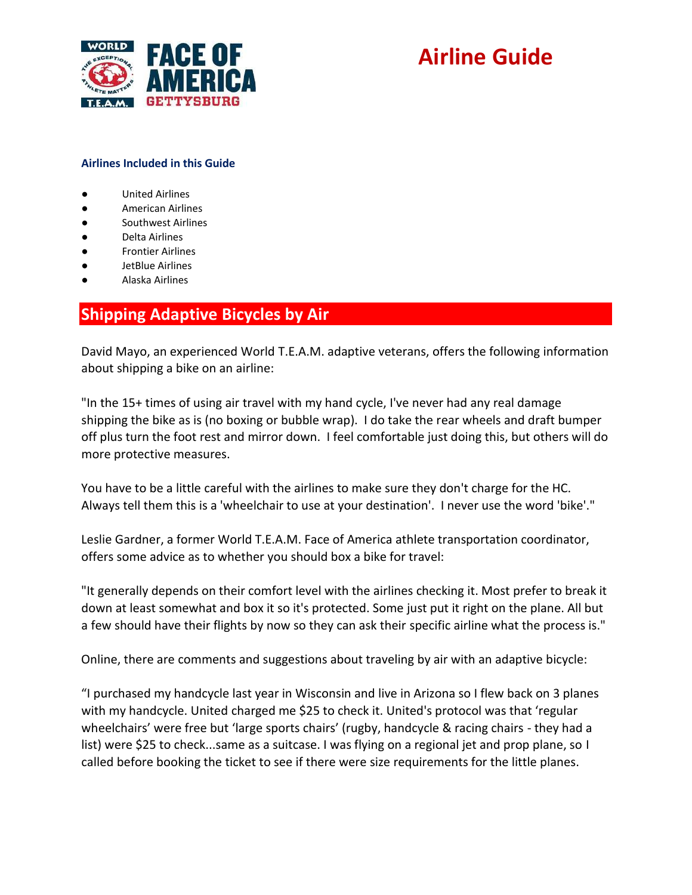# Airline Guide

### Airlines Included in this Guide

- United Airlines
- American Airlines
- Southwest Airlines
- Delta Airlines
- Frontier Airlines
- JetBlue Airlines
- Alaska Airlines

## Shipping Adaptive Bicycles by Air

David Mayo, an experienced World T.E.A.M. adaptive veterans, offers the following information about shipping a bike on an airline:

"In the 15+ times of using air travel with my hand cycle, I've never had any real damage shipping the bike as is (no boxing or bubble wrap). I do take the rear wheels and draft bumper off plus turn the foot rest and mirror down. I feel comfortable just doing this, but others will do more protective measures.

You have to be a little careful with the airlines to make sure they don't charge for the HC. Always tell them this is a 'wheelchair to use at your destination'. I never use the word 'bike'."

Leslie Gardner, a former World T.E.A.M. Face of America athlete transportation coordinator, offers some advice as to whether you should box a bike for travel:

"It generally depends on their comfort level with the airlines checking it. Most prefer to break it down at least somewhat and box it so it's protected. Some just put it right on the plane. All but a few should have their flights by now so they can ask their specific airline what the process is."

Online, there are comments and suggestions about traveling by air with an adaptive bicycle:

"I purchased my handcycle last year in Wisconsin and live in Arizona so I flew back on 3 planes with my handcycle. United charged me $25 to check it. United's protocol was that 'regular wheelchairs' were free but 'large sports chairs' (rugby, handcycle & racing chairs - they had a list) were $25 to check...same as a suitcase. I was flying on a regional jet and prop plane, so I called before booking the ticket to see if there were size requirements for the little planes.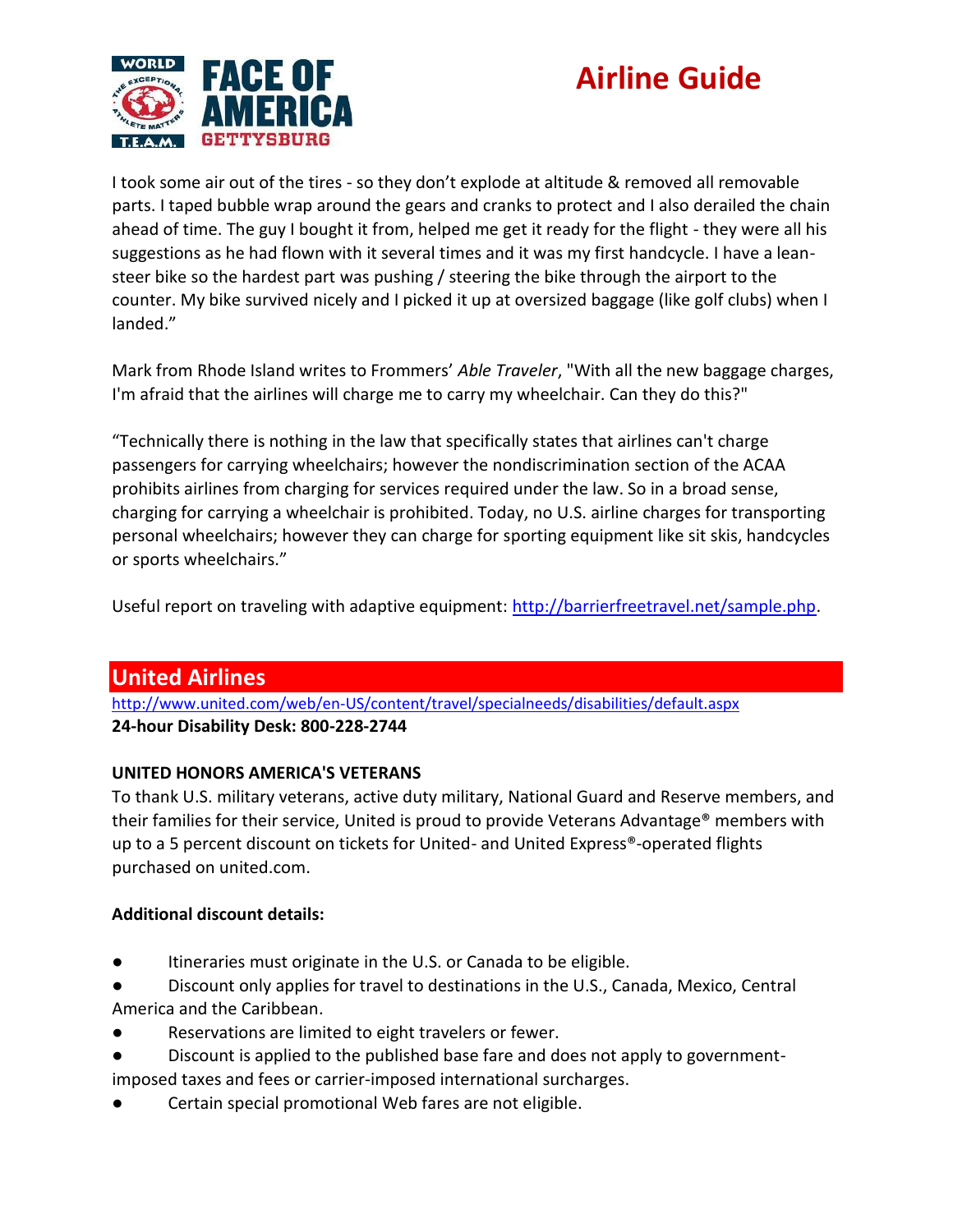I took some air out of the tires - so they don't explode at altitude & removed all removable parts. I taped bubble wrap around the gears and cranks to protect and I also derailed the chain ahead of time. The guy I bought it from, helped me get it ready for the flight - they were all his suggestions as he had flown with it several times and it was my first handcycle. I have a lean-steer bike so the hardest part was pushing / steering the bike through the airport to the counter. My bike survived nicely and I picked it up at oversized baggage (like golf clubs) when I landed."

Mark from Rhode Island writes to Frommers' *Able Traveler*, "With all the new baggage charges, I'm afraid that the airlines will charge me to carry my wheelchair. Can they do this?"

"Technically there is nothing in the law that specifically states that airlines can't charge passengers for carrying wheelchairs; however the nondiscrimination section of the ACAA prohibits airlines from charging for services required under the law. So in a broad sense, charging for carrying a wheelchair is prohibited. Today, no U.S. airline charges for transporting personal wheelchairs; however they can charge for sporting equipment like sit skis, handcycles or sports wheelchairs."

Useful report on traveling with adaptive equipment: http://barrierfreetravel.net/sample.php.

## United Airlines

http://www.united.com/web/en-US/content/travel/specialneeds/disabilities/default.aspx

**24-hour Disability Desk: 800-228-2744**

**UNITED HONORS AMERICA'S VETERANS**

To thank U.S. military veterans, active duty military, National Guard and Reserve members, and their families for their service, United is proud to provide Veterans Advantage® members with up to a 5 percent discount on tickets for United- and United Express®-operated flights purchased on united.com.

**Additional discount details:**

- Itineraries must originate in the U.S. or Canada to be eligible.
- Discount only applies for travel to destinations in the U.S., Canada, Mexico, Central America and the Caribbean.
- Reservations are limited to eight travelers or fewer.
- Discount is applied to the published base fare and does not apply to government-imposed taxes and fees or carrier-imposed international surcharges.
- Certain special promotional Web fares are not eligible.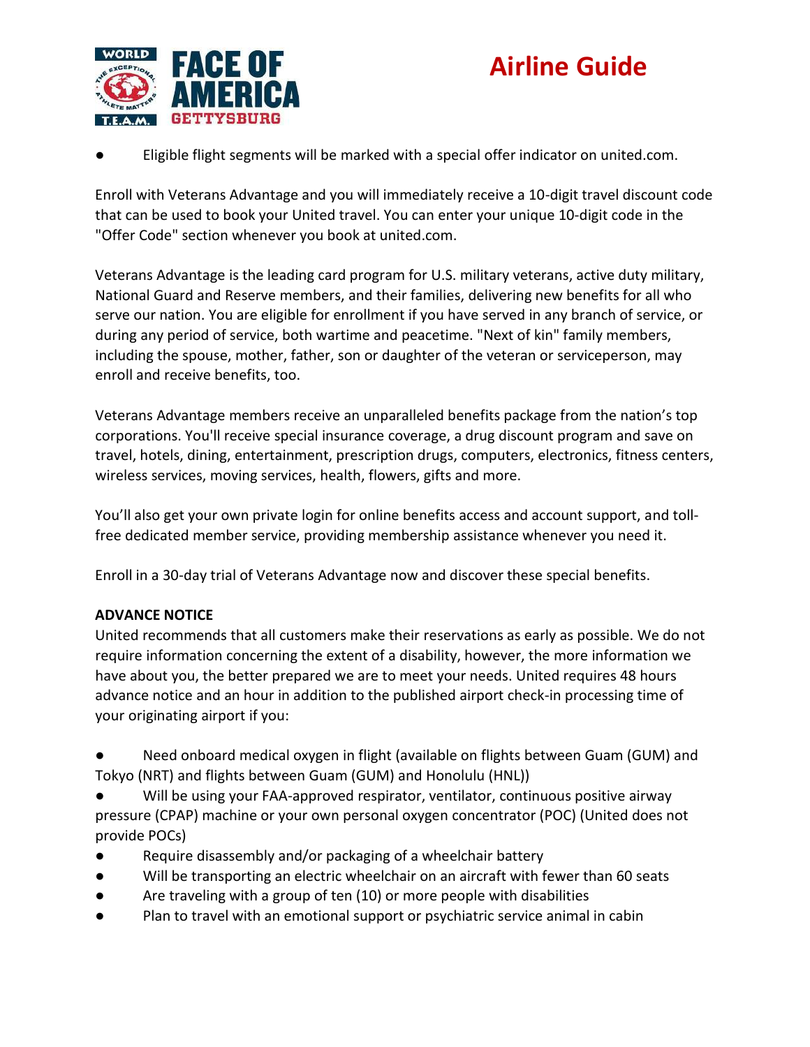- Eligible flight segments will be marked with a special offer indicator on united.com.

Enroll with Veterans Advantage and you will immediately receive a 10-digit travel discount code that can be used to book your United travel. You can enter your unique 10-digit code in the "Offer Code" section whenever you book at united.com.

Veterans Advantage is the leading card program for U.S. military veterans, active duty military, National Guard and Reserve members, and their families, delivering new benefits for all who serve our nation. You are eligible for enrollment if you have served in any branch of service, or during any period of service, both wartime and peacetime. "Next of kin" family members, including the spouse, mother, father, son or daughter of the veteran or serviceperson, may enroll and receive benefits, too.

Veterans Advantage members receive an unparalleled benefits package from the nation's top corporations. You'll receive special insurance coverage, a drug discount program and save on travel, hotels, dining, entertainment, prescription drugs, computers, electronics, fitness centers, wireless services, moving services, health, flowers, gifts and more.

You'll also get your own private login for online benefits access and account support, and toll-free dedicated member service, providing membership assistance whenever you need it.

Enroll in a 30-day trial of Veterans Advantage now and discover these special benefits.

**ADVANCE NOTICE**

United recommends that all customers make their reservations as early as possible. We do not require information concerning the extent of a disability, however, the more information we have about you, the better prepared we are to meet your needs. United requires 48 hours advance notice and an hour in addition to the published airport check-in processing time of your originating airport if you:

- Need onboard medical oxygen in flight (available on flights between Guam (GUM) and Tokyo (NRT) and flights between Guam (GUM) and Honolulu (HNL))
- Will be using your FAA-approved respirator, ventilator, continuous positive airway pressure (CPAP) machine or your own personal oxygen concentrator (POC) (United does not provide POCs)
- Require disassembly and/or packaging of a wheelchair battery
- Will be transporting an electric wheelchair on an aircraft with fewer than 60 seats
- Are traveling with a group of ten (10) or more people with disabilities
- Plan to travel with an emotional support or psychiatric service animal in cabin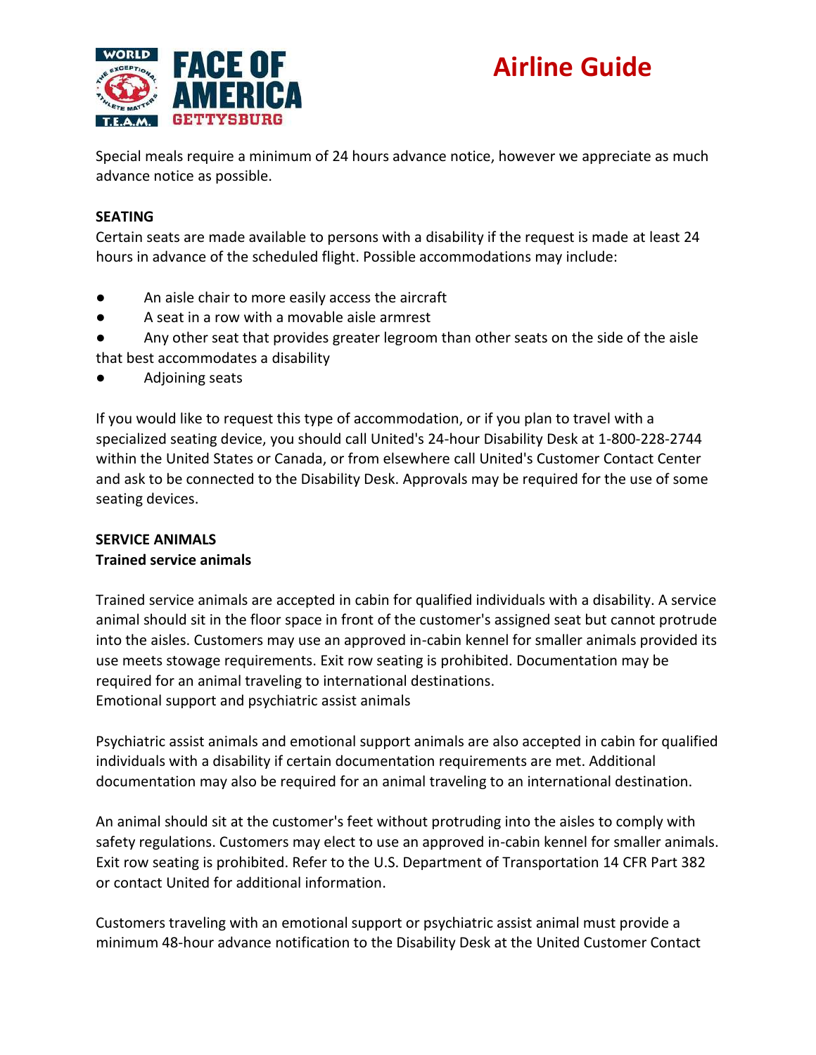Special meals require a minimum of 24 hours advance notice, however we appreciate as much advance notice as possible.

**SEATING**

Certain seats are made available to persons with a disability if the request is made at least 24 hours in advance of the scheduled flight. Possible accommodations may include:

- An aisle chair to more easily access the aircraft
- A seat in a row with a movable aisle armrest
- Any other seat that provides greater legroom than other seats on the side of the aisle that best accommodates a disability
- Adjoining seats

If you would like to request this type of accommodation, or if you plan to travel with a specialized seating device, you should call United's 24-hour Disability Desk at 1-800-228-2744 within the United States or Canada, or from elsewhere call United's Customer Contact Center and ask to be connected to the Disability Desk. Approvals may be required for the use of some seating devices.

**SERVICE ANIMALS**

**Trained service animals**

Trained service animals are accepted in cabin for qualified individuals with a disability. A service animal should sit in the floor space in front of the customer's assigned seat but cannot protrude into the aisles. Customers may use an approved in-cabin kennel for smaller animals provided its use meets stowage requirements. Exit row seating is prohibited. Documentation may be required for an animal traveling to international destinations.

Emotional support and psychiatric assist animals

Psychiatric assist animals and emotional support animals are also accepted in cabin for qualified individuals with a disability if certain documentation requirements are met. Additional documentation may also be required for an animal traveling to an international destination.

An animal should sit at the customer's feet without protruding into the aisles to comply with safety regulations. Customers may elect to use an approved in-cabin kennel for smaller animals. Exit row seating is prohibited. Refer to the U.S. Department of Transportation 14 CFR Part 382 or contact United for additional information.

Customers traveling with an emotional support or psychiatric assist animal must provide a minimum 48-hour advance notification to the Disability Desk at the United Customer Contact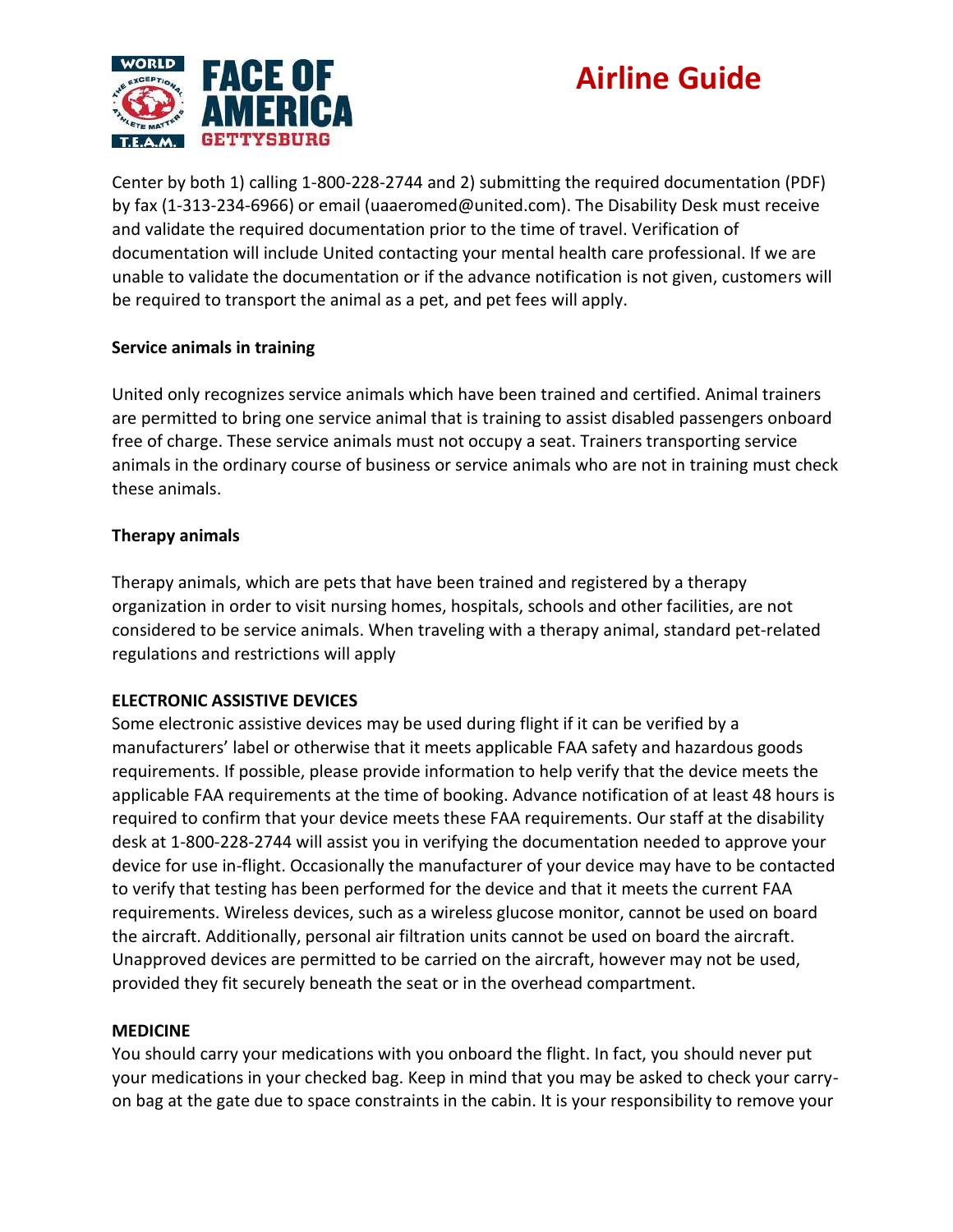Center by both 1) calling 1-800-228-2744 and 2) submitting the required documentation (PDF) by fax (1-313-234-6966) or email (uaaeromed@united.com). The Disability Desk must receive and validate the required documentation prior to the time of travel. Verification of documentation will include United contacting your mental health care professional. If we are unable to validate the documentation or if the advance notification is not given, customers will be required to transport the animal as a pet, and pet fees will apply.

**Service animals in training**

United only recognizes service animals which have been trained and certified. Animal trainers are permitted to bring one service animal that is training to assist disabled passengers onboard free of charge. These service animals must not occupy a seat. Trainers transporting service animals in the ordinary course of business or service animals who are not in training must check these animals.

**Therapy animals**

Therapy animals, which are pets that have been trained and registered by a therapy organization in order to visit nursing homes, hospitals, schools and other facilities, are not considered to be service animals. When traveling with a therapy animal, standard pet-related regulations and restrictions will apply

**ELECTRONIC ASSISTIVE DEVICES**

Some electronic assistive devices may be used during flight if it can be verified by a manufacturers' label or otherwise that it meets applicable FAA safety and hazardous goods requirements. If possible, please provide information to help verify that the device meets the applicable FAA requirements at the time of booking. Advance notification of at least 48 hours is required to confirm that your device meets these FAA requirements. Our staff at the disability desk at 1-800-228-2744 will assist you in verifying the documentation needed to approve your device for use in-flight. Occasionally the manufacturer of your device may have to be contacted to verify that testing has been performed for the device and that it meets the current FAA requirements. Wireless devices, such as a wireless glucose monitor, cannot be used on board the aircraft. Additionally, personal air filtration units cannot be used on board the aircraft. Unapproved devices are permitted to be carried on the aircraft, however may not be used, provided they fit securely beneath the seat or in the overhead compartment.

**MEDICINE**

You should carry your medications with you onboard the flight. In fact, you should never put your medications in your checked bag. Keep in mind that you may be asked to check your carry-on bag at the gate due to space constraints in the cabin. It is your responsibility to remove your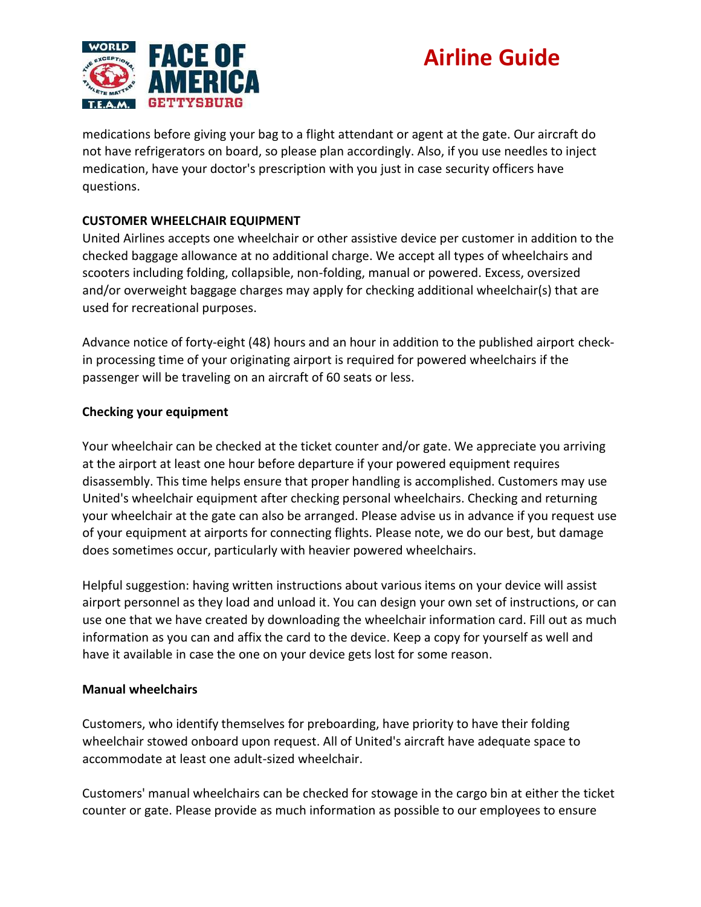medications before giving your bag to a flight attendant or agent at the gate. Our aircraft do not have refrigerators on board, so please plan accordingly. Also, if you use needles to inject medication, have your doctor's prescription with you just in case security officers have questions.

**CUSTOMER WHEELCHAIR EQUIPMENT**

United Airlines accepts one wheelchair or other assistive device per customer in addition to the checked baggage allowance at no additional charge. We accept all types of wheelchairs and scooters including folding, collapsible, non-folding, manual or powered. Excess, oversized and/or overweight baggage charges may apply for checking additional wheelchair(s) that are used for recreational purposes.

Advance notice of forty-eight (48) hours and an hour in addition to the published airport check-in processing time of your originating airport is required for powered wheelchairs if the passenger will be traveling on an aircraft of 60 seats or less.

**Checking your equipment**

Your wheelchair can be checked at the ticket counter and/or gate. We appreciate you arriving at the airport at least one hour before departure if your powered equipment requires disassembly. This time helps ensure that proper handling is accomplished. Customers may use United's wheelchair equipment after checking personal wheelchairs. Checking and returning your wheelchair at the gate can also be arranged. Please advise us in advance if you request use of your equipment at airports for connecting flights. Please note, we do our best, but damage does sometimes occur, particularly with heavier powered wheelchairs.

Helpful suggestion: having written instructions about various items on your device will assist airport personnel as they load and unload it. You can design your own set of instructions, or can use one that we have created by downloading the wheelchair information card. Fill out as much information as you can and affix the card to the device. Keep a copy for yourself as well and have it available in case the one on your device gets lost for some reason.

**Manual wheelchairs**

Customers, who identify themselves for preboarding, have priority to have their folding wheelchair stowed onboard upon request. All of United's aircraft have adequate space to accommodate at least one adult-sized wheelchair.

Customers' manual wheelchairs can be checked for stowage in the cargo bin at either the ticket counter or gate. Please provide as much information as possible to our employees to ensure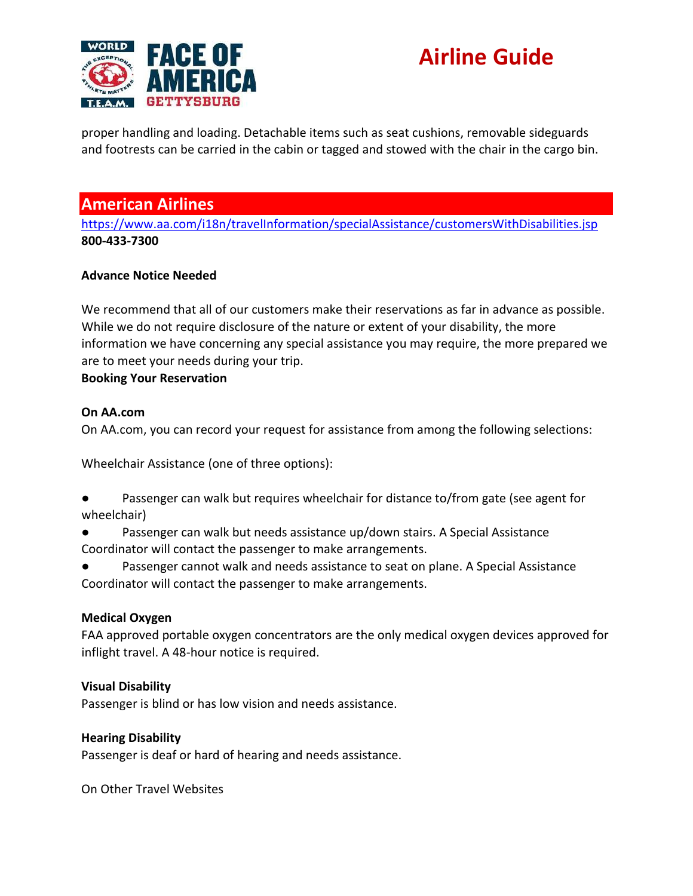proper handling and loading. Detachable items such as seat cushions, removable sideguards and footrests can be carried in the cabin or tagged and stowed with the chair in the cargo bin.

## American Airlines

https://www.aa.com/i18n/travelInformation/specialAssistance/customersWithDisabilities.jsp
**800-433-7300**

**Advance Notice Needed**

We recommend that all of our customers make their reservations as far in advance as possible. While we do not require disclosure of the nature or extent of your disability, the more information we have concerning any special assistance you may require, the more prepared we are to meet your needs during your trip.

**Booking Your Reservation**

**On AA.com**

On AA.com, you can record your request for assistance from among the following selections:

Wheelchair Assistance (one of three options):

- Passenger can walk but requires wheelchair for distance to/from gate (see agent for wheelchair)
- Passenger can walk but needs assistance up/down stairs. A Special Assistance Coordinator will contact the passenger to make arrangements.
- Passenger cannot walk and needs assistance to seat on plane. A Special Assistance Coordinator will contact the passenger to make arrangements.

**Medical Oxygen**

FAA approved portable oxygen concentrators are the only medical oxygen devices approved for inflight travel. A 48-hour notice is required.

**Visual Disability**

Passenger is blind or has low vision and needs assistance.

**Hearing Disability**

Passenger is deaf or hard of hearing and needs assistance.

On Other Travel Websites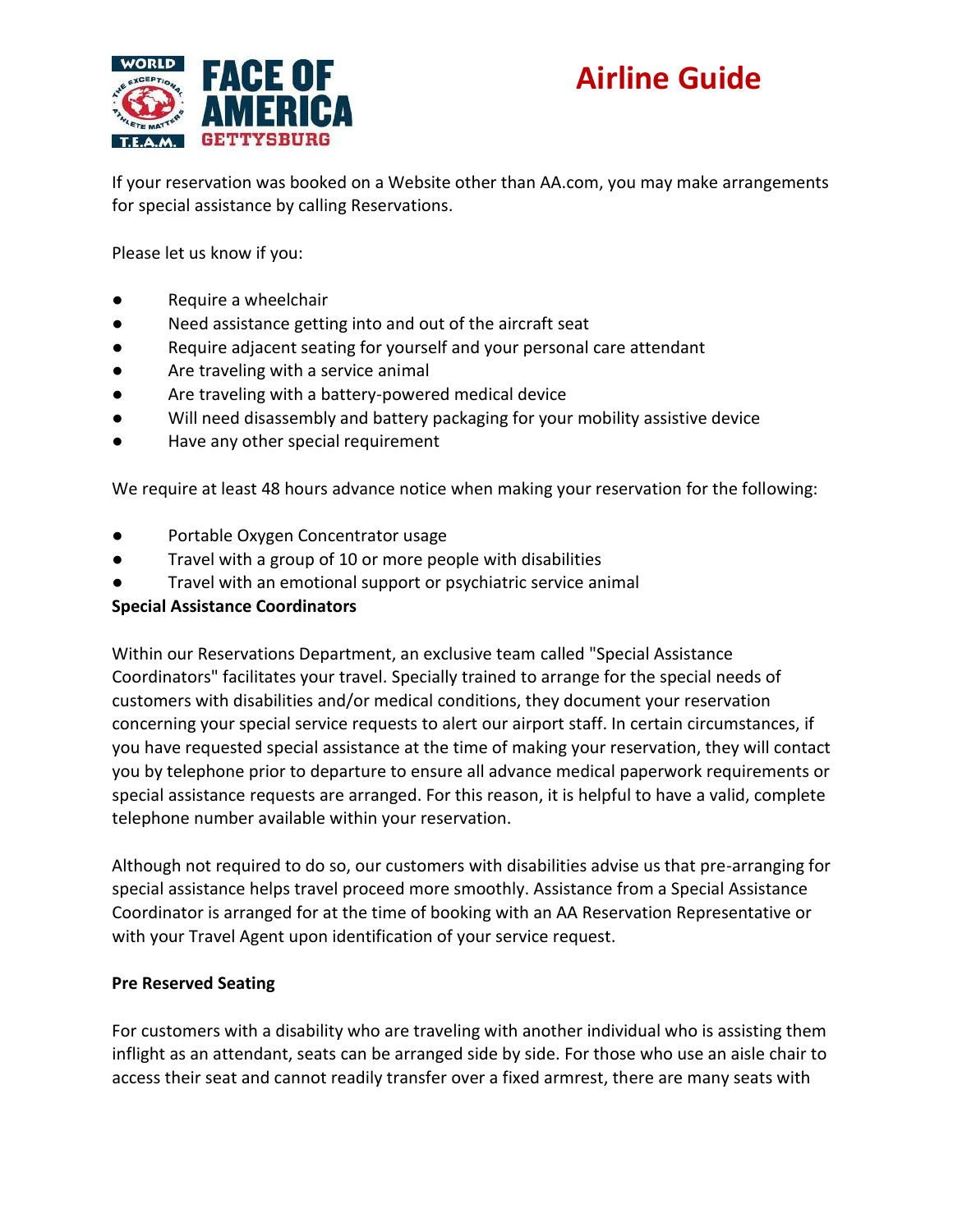If your reservation was booked on a Website other than AA.com, you may make arrangements for special assistance by calling Reservations.

Please let us know if you:

- Require a wheelchair
- Need assistance getting into and out of the aircraft seat
- Require adjacent seating for yourself and your personal care attendant
- Are traveling with a service animal
- Are traveling with a battery-powered medical device
- Will need disassembly and battery packaging for your mobility assistive device
- Have any other special requirement

We require at least 48 hours advance notice when making your reservation for the following:

- Portable Oxygen Concentrator usage
- Travel with a group of 10 or more people with disabilities
- Travel with an emotional support or psychiatric service animal

**Special Assistance Coordinators**

Within our Reservations Department, an exclusive team called "Special Assistance Coordinators" facilitates your travel. Specially trained to arrange for the special needs of customers with disabilities and/or medical conditions, they document your reservation concerning your special service requests to alert our airport staff. In certain circumstances, if you have requested special assistance at the time of making your reservation, they will contact you by telephone prior to departure to ensure all advance medical paperwork requirements or special assistance requests are arranged. For this reason, it is helpful to have a valid, complete telephone number available within your reservation.

Although not required to do so, our customers with disabilities advise us that pre-arranging for special assistance helps travel proceed more smoothly. Assistance from a Special Assistance Coordinator is arranged for at the time of booking with an AA Reservation Representative or with your Travel Agent upon identification of your service request.

**Pre Reserved Seating**

For customers with a disability who are traveling with another individual who is assisting them inflight as an attendant, seats can be arranged side by side. For those who use an aisle chair to access their seat and cannot readily transfer over a fixed armrest, there are many seats with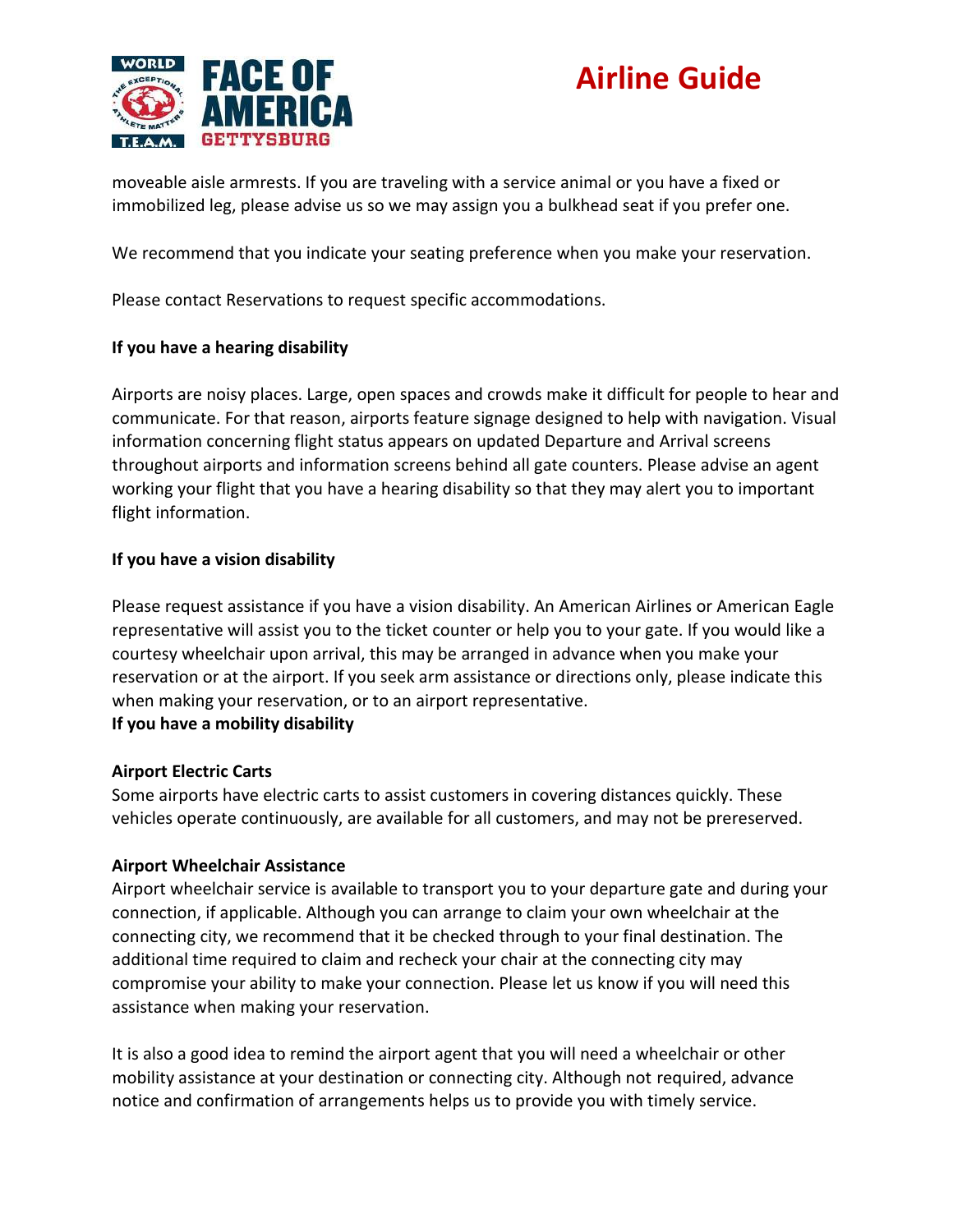moveable aisle armrests. If you are traveling with a service animal or you have a fixed or immobilized leg, please advise us so we may assign you a bulkhead seat if you prefer one.

We recommend that you indicate your seating preference when you make your reservation.

Please contact Reservations to request specific accommodations.

**If you have a hearing disability**

Airports are noisy places. Large, open spaces and crowds make it difficult for people to hear and communicate. For that reason, airports feature signage designed to help with navigation. Visual information concerning flight status appears on updated Departure and Arrival screens throughout airports and information screens behind all gate counters. Please advise an agent working your flight that you have a hearing disability so that they may alert you to important flight information.

**If you have a vision disability**

Please request assistance if you have a vision disability. An American Airlines or American Eagle representative will assist you to the ticket counter or help you to your gate. If you would like a courtesy wheelchair upon arrival, this may be arranged in advance when you make your reservation or at the airport. If you seek arm assistance or directions only, please indicate this when making your reservation, or to an airport representative.

**If you have a mobility disability**

**Airport Electric Carts**

Some airports have electric carts to assist customers in covering distances quickly. These vehicles operate continuously, are available for all customers, and may not be prereserved.

**Airport Wheelchair Assistance**

Airport wheelchair service is available to transport you to your departure gate and during your connection, if applicable. Although you can arrange to claim your own wheelchair at the connecting city, we recommend that it be checked through to your final destination. The additional time required to claim and recheck your chair at the connecting city may compromise your ability to make your connection. Please let us know if you will need this assistance when making your reservation.

It is also a good idea to remind the airport agent that you will need a wheelchair or other mobility assistance at your destination or connecting city. Although not required, advance notice and confirmation of arrangements helps us to provide you with timely service.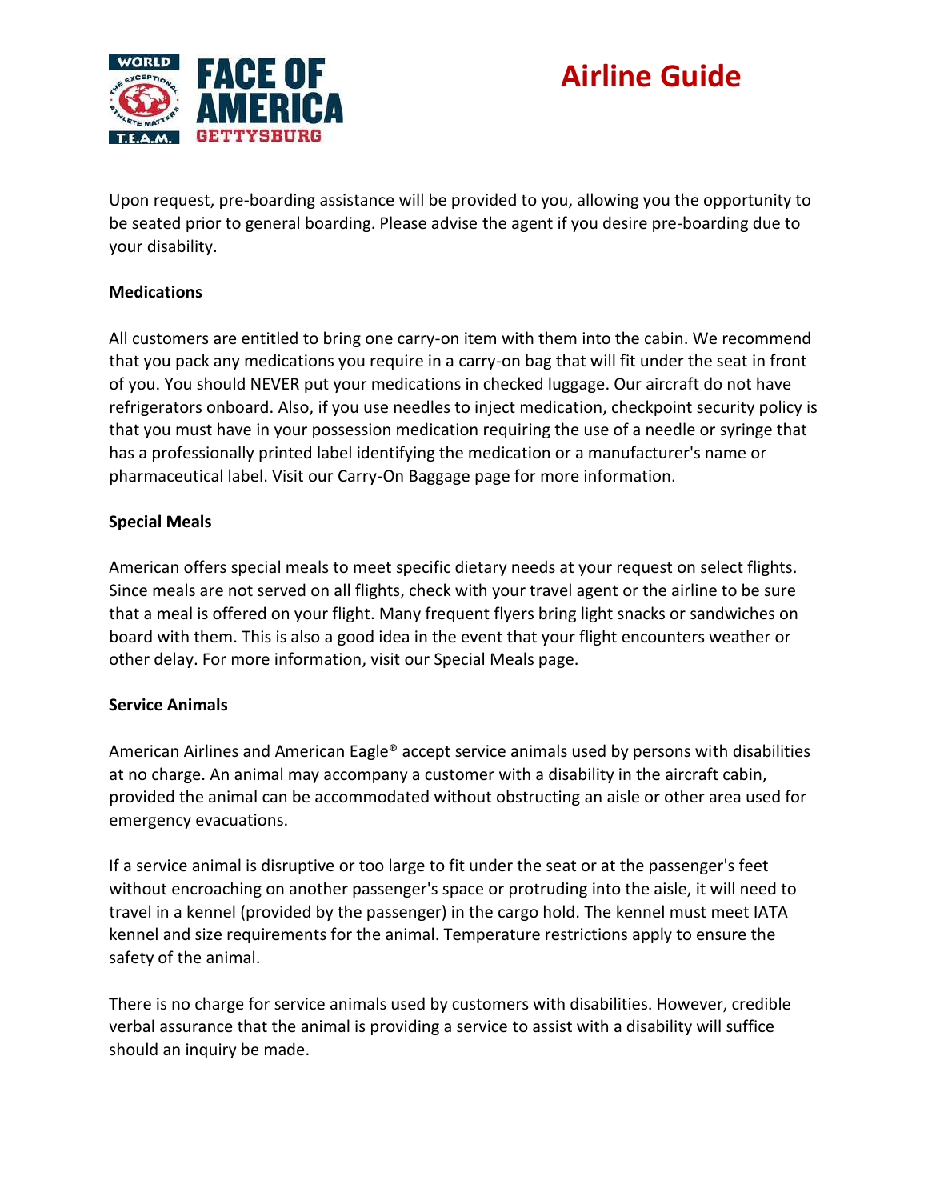Upon request, pre-boarding assistance will be provided to you, allowing you the opportunity to be seated prior to general boarding. Please advise the agent if you desire pre-boarding due to your disability.

**Medications**

All customers are entitled to bring one carry-on item with them into the cabin. We recommend that you pack any medications you require in a carry-on bag that will fit under the seat in front of you. You should NEVER put your medications in checked luggage. Our aircraft do not have refrigerators onboard. Also, if you use needles to inject medication, checkpoint security policy is that you must have in your possession medication requiring the use of a needle or syringe that has a professionally printed label identifying the medication or a manufacturer's name or pharmaceutical label. Visit our Carry-On Baggage page for more information.

**Special Meals**

American offers special meals to meet specific dietary needs at your request on select flights. Since meals are not served on all flights, check with your travel agent or the airline to be sure that a meal is offered on your flight. Many frequent flyers bring light snacks or sandwiches on board with them. This is also a good idea in the event that your flight encounters weather or other delay. For more information, visit our Special Meals page.

**Service Animals**

American Airlines and American Eagle® accept service animals used by persons with disabilities at no charge. An animal may accompany a customer with a disability in the aircraft cabin, provided the animal can be accommodated without obstructing an aisle or other area used for emergency evacuations.

If a service animal is disruptive or too large to fit under the seat or at the passenger's feet without encroaching on another passenger's space or protruding into the aisle, it will need to travel in a kennel (provided by the passenger) in the cargo hold. The kennel must meet IATA kennel and size requirements for the animal. Temperature restrictions apply to ensure the safety of the animal.

There is no charge for service animals used by customers with disabilities. However, credible verbal assurance that the animal is providing a service to assist with a disability will suffice should an inquiry be made.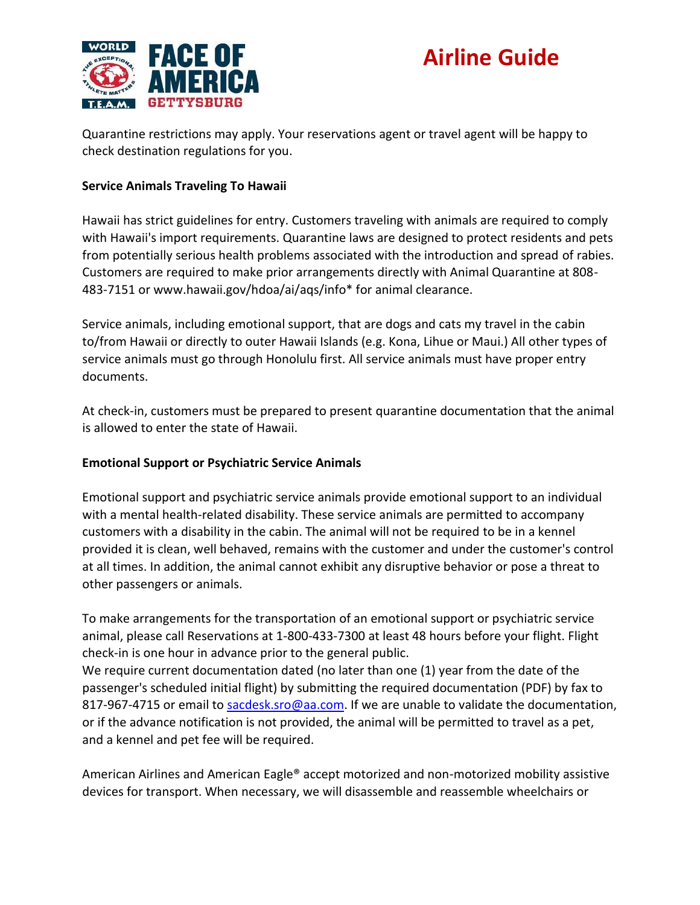Quarantine restrictions may apply. Your reservations agent or travel agent will be happy to check destination regulations for you.

**Service Animals Traveling To Hawaii**

Hawaii has strict guidelines for entry. Customers traveling with animals are required to comply with Hawaii's import requirements. Quarantine laws are designed to protect residents and pets from potentially serious health problems associated with the introduction and spread of rabies. Customers are required to make prior arrangements directly with Animal Quarantine at 808-483-7151 or www.hawaii.gov/hdoa/ai/aqs/info* for animal clearance.

Service animals, including emotional support, that are dogs and cats my travel in the cabin to/from Hawaii or directly to outer Hawaii Islands (e.g. Kona, Lihue or Maui.) All other types of service animals must go through Honolulu first. All service animals must have proper entry documents.

At check-in, customers must be prepared to present quarantine documentation that the animal is allowed to enter the state of Hawaii.

**Emotional Support or Psychiatric Service Animals**

Emotional support and psychiatric service animals provide emotional support to an individual with a mental health-related disability. These service animals are permitted to accompany customers with a disability in the cabin. The animal will not be required to be in a kennel provided it is clean, well behaved, remains with the customer and under the customer's control at all times. In addition, the animal cannot exhibit any disruptive behavior or pose a threat to other passengers or animals.

To make arrangements for the transportation of an emotional support or psychiatric service animal, please call Reservations at 1-800-433-7300 at least 48 hours before your flight. Flight check-in is one hour in advance prior to the general public.
We require current documentation dated (no later than one (1) year from the date of the passenger's scheduled initial flight) by submitting the required documentation (PDF) by fax to 817-967-4715 or email to sacdesk.sro@aa.com. If we are unable to validate the documentation, or if the advance notification is not provided, the animal will be permitted to travel as a pet, and a kennel and pet fee will be required.

American Airlines and American Eagle® accept motorized and non-motorized mobility assistive devices for transport. When necessary, we will disassemble and reassemble wheelchairs or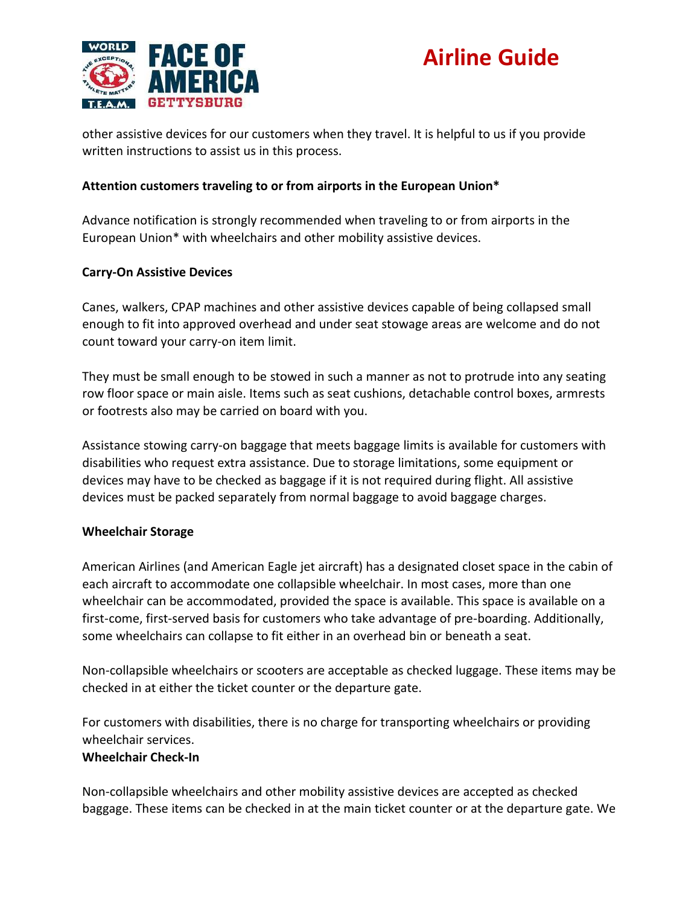other assistive devices for our customers when they travel. It is helpful to us if you provide written instructions to assist us in this process.

**Attention customers traveling to or from airports in the European Union***

Advance notification is strongly recommended when traveling to or from airports in the European Union* with wheelchairs and other mobility assistive devices.

**Carry-On Assistive Devices**

Canes, walkers, CPAP machines and other assistive devices capable of being collapsed small enough to fit into approved overhead and under seat stowage areas are welcome and do not count toward your carry-on item limit.

They must be small enough to be stowed in such a manner as not to protrude into any seating row floor space or main aisle. Items such as seat cushions, detachable control boxes, armrests or footrests also may be carried on board with you.

Assistance stowing carry-on baggage that meets baggage limits is available for customers with disabilities who request extra assistance. Due to storage limitations, some equipment or devices may have to be checked as baggage if it is not required during flight. All assistive devices must be packed separately from normal baggage to avoid baggage charges.

**Wheelchair Storage**

American Airlines (and American Eagle jet aircraft) has a designated closet space in the cabin of each aircraft to accommodate one collapsible wheelchair. In most cases, more than one wheelchair can be accommodated, provided the space is available. This space is available on a first-come, first-served basis for customers who take advantage of pre-boarding. Additionally, some wheelchairs can collapse to fit either in an overhead bin or beneath a seat.

Non-collapsible wheelchairs or scooters are acceptable as checked luggage. These items may be checked in at either the ticket counter or the departure gate.

For customers with disabilities, there is no charge for transporting wheelchairs or providing wheelchair services.

**Wheelchair Check-In**

Non-collapsible wheelchairs and other mobility assistive devices are accepted as checked baggage. These items can be checked in at the main ticket counter or at the departure gate. We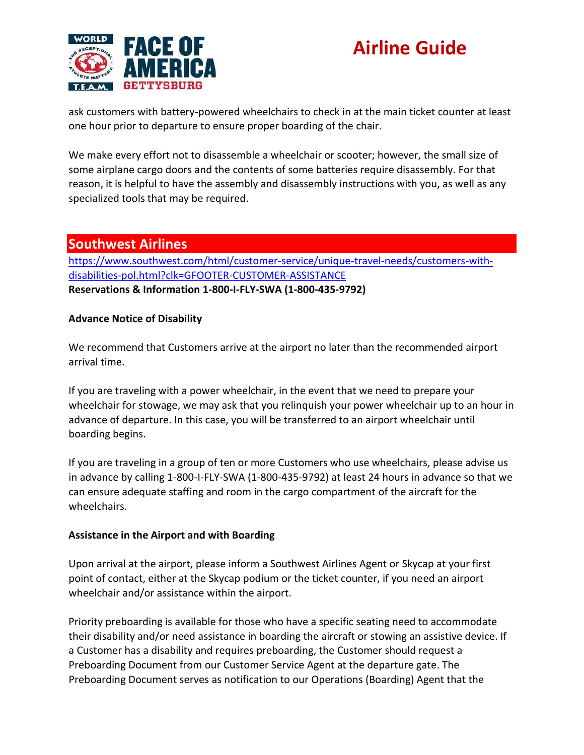ask customers with battery-powered wheelchairs to check in at the main ticket counter at least one hour prior to departure to ensure proper boarding of the chair.

We make every effort not to disassemble a wheelchair or scooter; however, the small size of some airplane cargo doors and the contents of some batteries require disassembly. For that reason, it is helpful to have the assembly and disassembly instructions with you, as well as any specialized tools that may be required.

## Southwest Airlines

https://www.southwest.com/html/customer-service/unique-travel-needs/customers-with-disabilities-pol.html?clk=GFOOTER-CUSTOMER-ASSISTANCE

**Reservations & Information 1-800-I-FLY-SWA (1-800-435-9792)**

**Advance Notice of Disability**

We recommend that Customers arrive at the airport no later than the recommended airport arrival time.

If you are traveling with a power wheelchair, in the event that we need to prepare your wheelchair for stowage, we may ask that you relinquish your power wheelchair up to an hour in advance of departure. In this case, you will be transferred to an airport wheelchair until boarding begins.

If you are traveling in a group of ten or more Customers who use wheelchairs, please advise us in advance by calling 1-800-I-FLY-SWA (1-800-435-9792) at least 24 hours in advance so that we can ensure adequate staffing and room in the cargo compartment of the aircraft for the wheelchairs.

**Assistance in the Airport and with Boarding**

Upon arrival at the airport, please inform a Southwest Airlines Agent or Skycap at your first point of contact, either at the Skycap podium or the ticket counter, if you need an airport wheelchair and/or assistance within the airport.

Priority preboarding is available for those who have a specific seating need to accommodate their disability and/or need assistance in boarding the aircraft or stowing an assistive device. If a Customer has a disability and requires preboarding, the Customer should request a Preboarding Document from our Customer Service Agent at the departure gate. The Preboarding Document serves as notification to our Operations (Boarding) Agent that the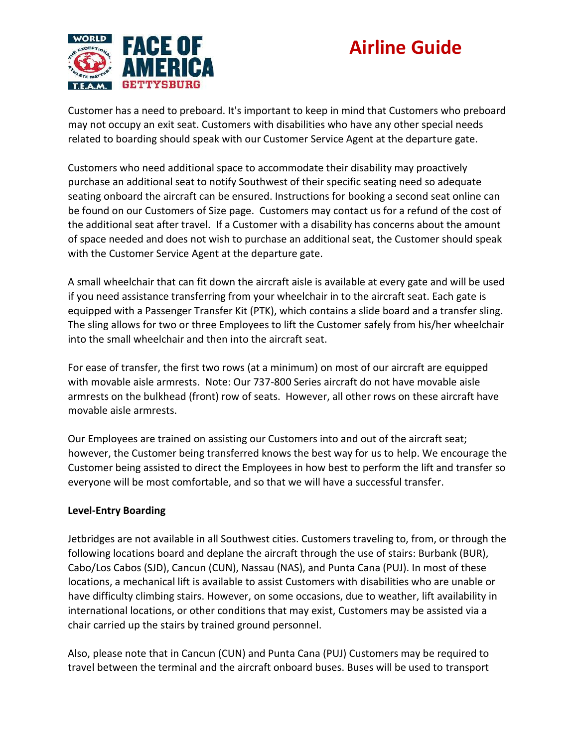Customer has a need to preboard. It's important to keep in mind that Customers who preboard may not occupy an exit seat. Customers with disabilities who have any other special needs related to boarding should speak with our Customer Service Agent at the departure gate.

Customers who need additional space to accommodate their disability may proactively purchase an additional seat to notify Southwest of their specific seating need so adequate seating onboard the aircraft can be ensured. Instructions for booking a second seat online can be found on our Customers of Size page. Customers may contact us for a refund of the cost of the additional seat after travel. If a Customer with a disability has concerns about the amount of space needed and does not wish to purchase an additional seat, the Customer should speak with the Customer Service Agent at the departure gate.

A small wheelchair that can fit down the aircraft aisle is available at every gate and will be used if you need assistance transferring from your wheelchair in to the aircraft seat. Each gate is equipped with a Passenger Transfer Kit (PTK), which contains a slide board and a transfer sling. The sling allows for two or three Employees to lift the Customer safely from his/her wheelchair into the small wheelchair and then into the aircraft seat.

For ease of transfer, the first two rows (at a minimum) on most of our aircraft are equipped with movable aisle armrests. Note: Our 737-800 Series aircraft do not have movable aisle armrests on the bulkhead (front) row of seats. However, all other rows on these aircraft have movable aisle armrests.

Our Employees are trained on assisting our Customers into and out of the aircraft seat; however, the Customer being transferred knows the best way for us to help. We encourage the Customer being assisted to direct the Employees in how best to perform the lift and transfer so everyone will be most comfortable, and so that we will have a successful transfer.

**Level-Entry Boarding**

Jetbridges are not available in all Southwest cities. Customers traveling to, from, or through the following locations board and deplane the aircraft through the use of stairs: Burbank (BUR), Cabo/Los Cabos (SJD), Cancun (CUN), Nassau (NAS), and Punta Cana (PUJ). In most of these locations, a mechanical lift is available to assist Customers with disabilities who are unable or have difficulty climbing stairs. However, on some occasions, due to weather, lift availability in international locations, or other conditions that may exist, Customers may be assisted via a chair carried up the stairs by trained ground personnel.

Also, please note that in Cancun (CUN) and Punta Cana (PUJ) Customers may be required to travel between the terminal and the aircraft onboard buses. Buses will be used to transport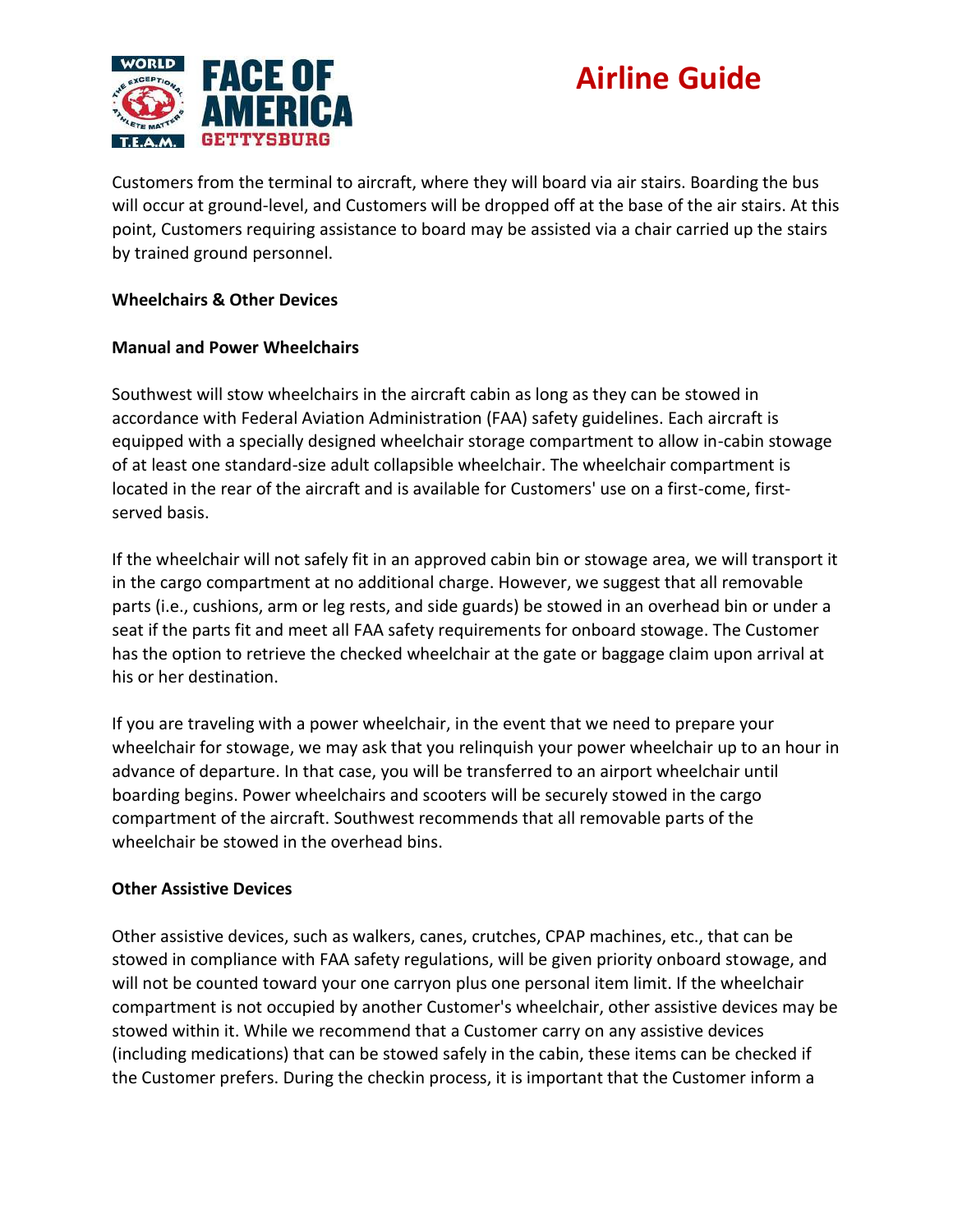Customers from the terminal to aircraft, where they will board via air stairs. Boarding the bus will occur at ground-level, and Customers will be dropped off at the base of the air stairs. At this point, Customers requiring assistance to board may be assisted via a chair carried up the stairs by trained ground personnel.

**Wheelchairs & Other Devices**

**Manual and Power Wheelchairs**

Southwest will stow wheelchairs in the aircraft cabin as long as they can be stowed in accordance with Federal Aviation Administration (FAA) safety guidelines. Each aircraft is equipped with a specially designed wheelchair storage compartment to allow in-cabin stowage of at least one standard-size adult collapsible wheelchair. The wheelchair compartment is located in the rear of the aircraft and is available for Customers' use on a first-come, first-served basis.

If the wheelchair will not safely fit in an approved cabin bin or stowage area, we will transport it in the cargo compartment at no additional charge. However, we suggest that all removable parts (i.e., cushions, arm or leg rests, and side guards) be stowed in an overhead bin or under a seat if the parts fit and meet all FAA safety requirements for onboard stowage. The Customer has the option to retrieve the checked wheelchair at the gate or baggage claim upon arrival at his or her destination.

If you are traveling with a power wheelchair, in the event that we need to prepare your wheelchair for stowage, we may ask that you relinquish your power wheelchair up to an hour in advance of departure. In that case, you will be transferred to an airport wheelchair until boarding begins. Power wheelchairs and scooters will be securely stowed in the cargo compartment of the aircraft. Southwest recommends that all removable parts of the wheelchair be stowed in the overhead bins.

**Other Assistive Devices**

Other assistive devices, such as walkers, canes, crutches, CPAP machines, etc., that can be stowed in compliance with FAA safety regulations, will be given priority onboard stowage, and will not be counted toward your one carryon plus one personal item limit. If the wheelchair compartment is not occupied by another Customer's wheelchair, other assistive devices may be stowed within it. While we recommend that a Customer carry on any assistive devices (including medications) that can be stowed safely in the cabin, these items can be checked if the Customer prefers. During the checkin process, it is important that the Customer inform a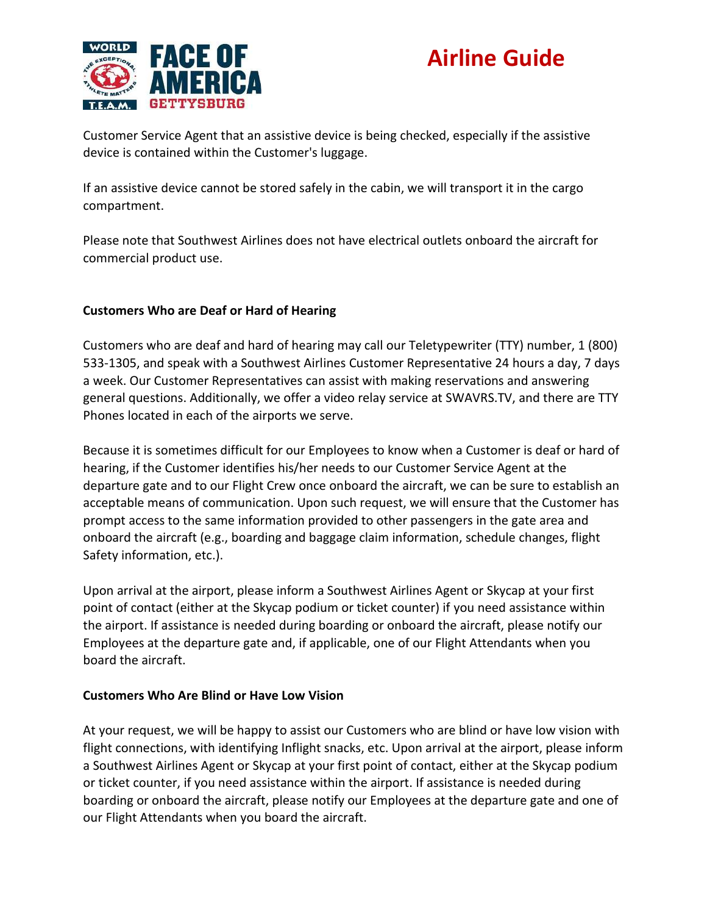Customer Service Agent that an assistive device is being checked, especially if the assistive device is contained within the Customer's luggage.

If an assistive device cannot be stored safely in the cabin, we will transport it in the cargo compartment.

Please note that Southwest Airlines does not have electrical outlets onboard the aircraft for commercial product use.

**Customers Who are Deaf or Hard of Hearing**

Customers who are deaf and hard of hearing may call our Teletypewriter (TTY) number, 1 (800) 533-1305, and speak with a Southwest Airlines Customer Representative 24 hours a day, 7 days a week. Our Customer Representatives can assist with making reservations and answering general questions. Additionally, we offer a video relay service at SWAVRS.TV, and there are TTY Phones located in each of the airports we serve.

Because it is sometimes difficult for our Employees to know when a Customer is deaf or hard of hearing, if the Customer identifies his/her needs to our Customer Service Agent at the departure gate and to our Flight Crew once onboard the aircraft, we can be sure to establish an acceptable means of communication. Upon such request, we will ensure that the Customer has prompt access to the same information provided to other passengers in the gate area and onboard the aircraft (e.g., boarding and baggage claim information, schedule changes, flight Safety information, etc.).

Upon arrival at the airport, please inform a Southwest Airlines Agent or Skycap at your first point of contact (either at the Skycap podium or ticket counter) if you need assistance within the airport. If assistance is needed during boarding or onboard the aircraft, please notify our Employees at the departure gate and, if applicable, one of our Flight Attendants when you board the aircraft.

**Customers Who Are Blind or Have Low Vision**

At your request, we will be happy to assist our Customers who are blind or have low vision with flight connections, with identifying Inflight snacks, etc. Upon arrival at the airport, please inform a Southwest Airlines Agent or Skycap at your first point of contact, either at the Skycap podium or ticket counter, if you need assistance within the airport. If assistance is needed during boarding or onboard the aircraft, please notify our Employees at the departure gate and one of our Flight Attendants when you board the aircraft.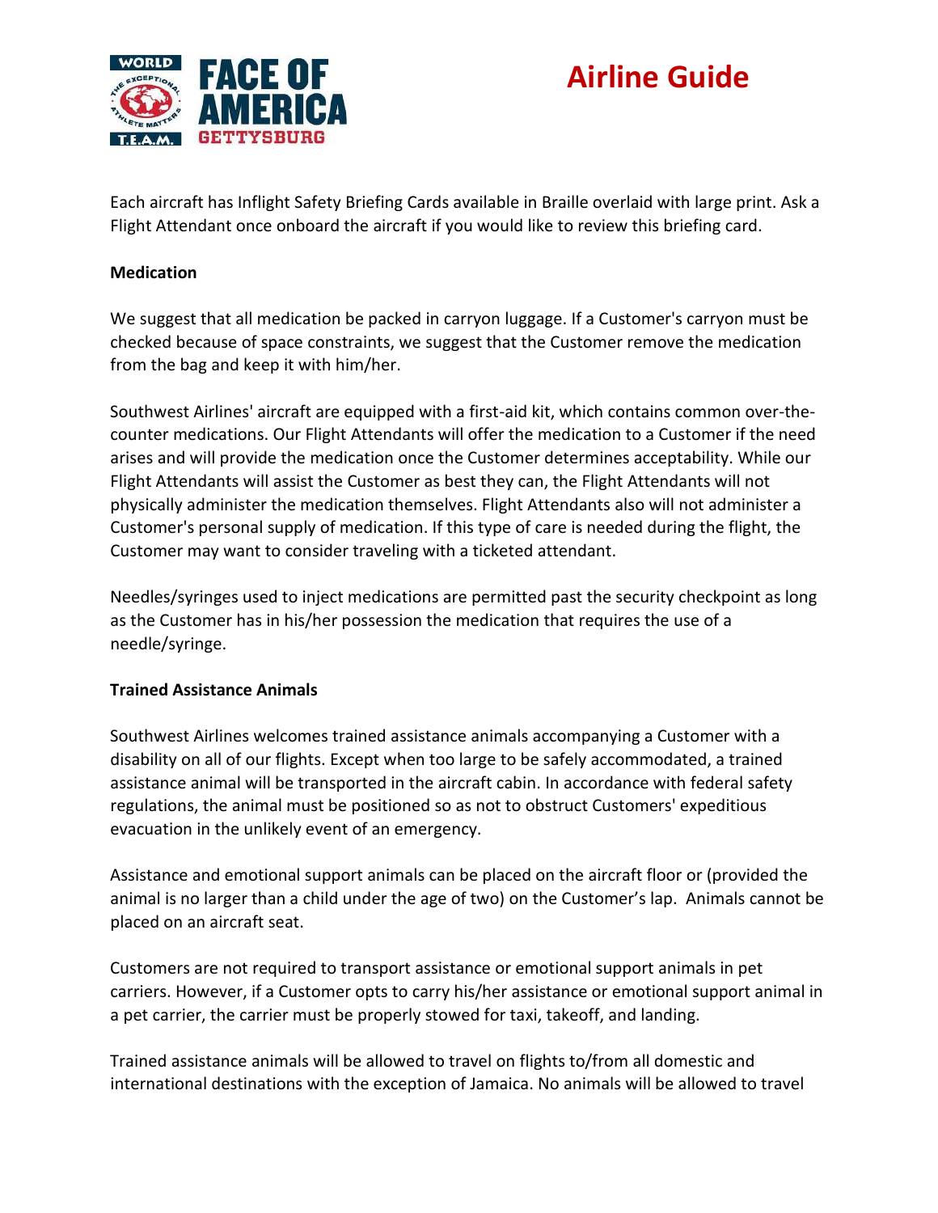Each aircraft has Inflight Safety Briefing Cards available in Braille overlaid with large print. Ask a Flight Attendant once onboard the aircraft if you would like to review this briefing card.

**Medication**

We suggest that all medication be packed in carryon luggage. If a Customer's carryon must be checked because of space constraints, we suggest that the Customer remove the medication from the bag and keep it with him/her.

Southwest Airlines' aircraft are equipped with a first-aid kit, which contains common over-the-counter medications. Our Flight Attendants will offer the medication to a Customer if the need arises and will provide the medication once the Customer determines acceptability. While our Flight Attendants will assist the Customer as best they can, the Flight Attendants will not physically administer the medication themselves. Flight Attendants also will not administer a Customer's personal supply of medication. If this type of care is needed during the flight, the Customer may want to consider traveling with a ticketed attendant.

Needles/syringes used to inject medications are permitted past the security checkpoint as long as the Customer has in his/her possession the medication that requires the use of a needle/syringe.

**Trained Assistance Animals**

Southwest Airlines welcomes trained assistance animals accompanying a Customer with a disability on all of our flights. Except when too large to be safely accommodated, a trained assistance animal will be transported in the aircraft cabin. In accordance with federal safety regulations, the animal must be positioned so as not to obstruct Customers' expeditious evacuation in the unlikely event of an emergency.

Assistance and emotional support animals can be placed on the aircraft floor or (provided the animal is no larger than a child under the age of two) on the Customer's lap. Animals cannot be placed on an aircraft seat.

Customers are not required to transport assistance or emotional support animals in pet carriers. However, if a Customer opts to carry his/her assistance or emotional support animal in a pet carrier, the carrier must be properly stowed for taxi, takeoff, and landing.

Trained assistance animals will be allowed to travel on flights to/from all domestic and international destinations with the exception of Jamaica. No animals will be allowed to travel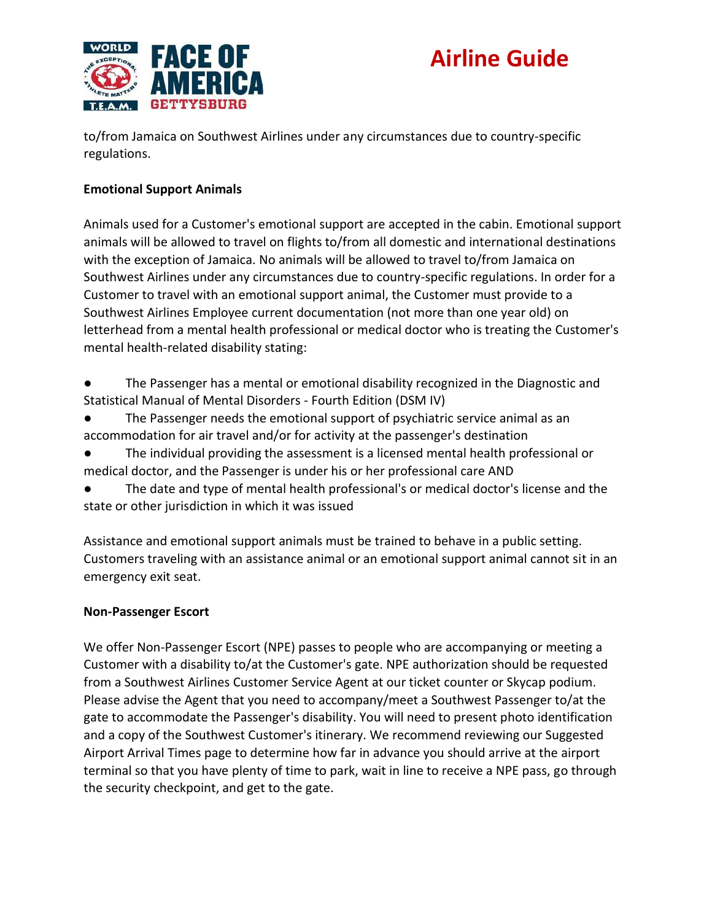to/from Jamaica on Southwest Airlines under any circumstances due to country-specific regulations.

**Emotional Support Animals**

Animals used for a Customer's emotional support are accepted in the cabin. Emotional support animals will be allowed to travel on flights to/from all domestic and international destinations with the exception of Jamaica. No animals will be allowed to travel to/from Jamaica on Southwest Airlines under any circumstances due to country-specific regulations. In order for a Customer to travel with an emotional support animal, the Customer must provide to a Southwest Airlines Employee current documentation (not more than one year old) on letterhead from a mental health professional or medical doctor who is treating the Customer's mental health-related disability stating:

- The Passenger has a mental or emotional disability recognized in the Diagnostic and Statistical Manual of Mental Disorders - Fourth Edition (DSM IV)
- The Passenger needs the emotional support of psychiatric service animal as an accommodation for air travel and/or for activity at the passenger's destination
- The individual providing the assessment is a licensed mental health professional or medical doctor, and the Passenger is under his or her professional care AND
- The date and type of mental health professional's or medical doctor's license and the state or other jurisdiction in which it was issued

Assistance and emotional support animals must be trained to behave in a public setting. Customers traveling with an assistance animal or an emotional support animal cannot sit in an emergency exit seat.

**Non-Passenger Escort**

We offer Non-Passenger Escort (NPE) passes to people who are accompanying or meeting a Customer with a disability to/at the Customer's gate. NPE authorization should be requested from a Southwest Airlines Customer Service Agent at our ticket counter or Skycap podium. Please advise the Agent that you need to accompany/meet a Southwest Passenger to/at the gate to accommodate the Passenger's disability. You will need to present photo identification and a copy of the Southwest Customer's itinerary. We recommend reviewing our Suggested Airport Arrival Times page to determine how far in advance you should arrive at the airport terminal so that you have plenty of time to park, wait in line to receive a NPE pass, go through the security checkpoint, and get to the gate.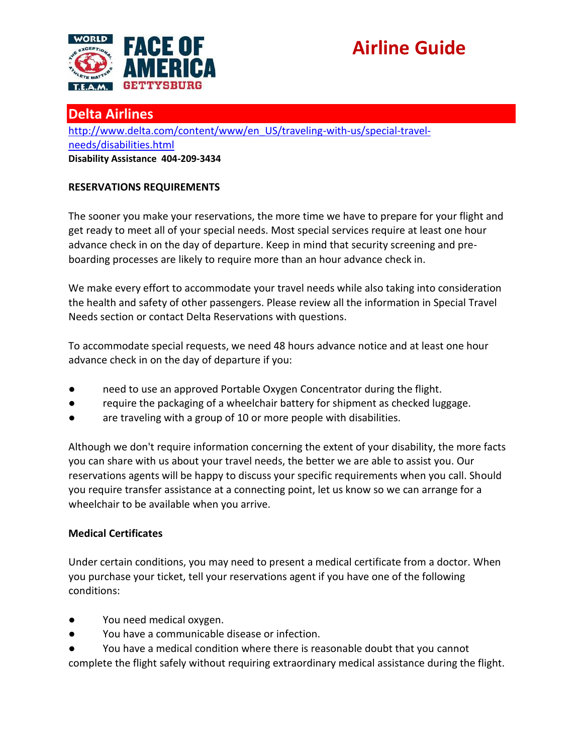# Airline Guide

## Delta Airlines

[http://www.delta.com/content/www/en_US/traveling-with-us/special-travel-needs/disabilities.html](http://www.delta.com/content/www/en_US/traveling-with-us/special-travel-needs/disabilities.html)

**Disability Assistance 404-209-3434**

**RESERVATIONS REQUIREMENTS**

The sooner you make your reservations, the more time we have to prepare for your flight and get ready to meet all of your special needs. Most special services require at least one hour advance check in on the day of departure. Keep in mind that security screening and pre-boarding processes are likely to require more than an hour advance check in.

We make every effort to accommodate your travel needs while also taking into consideration the health and safety of other passengers. Please review all the information in Special Travel Needs section or contact Delta Reservations with questions.

To accommodate special requests, we need 48 hours advance notice and at least one hour advance check in on the day of departure if you:

- need to use an approved Portable Oxygen Concentrator during the flight.
- require the packaging of a wheelchair battery for shipment as checked luggage.
- are traveling with a group of 10 or more people with disabilities.

Although we don't require information concerning the extent of your disability, the more facts you can share with us about your travel needs, the better we are able to assist you. Our reservations agents will be happy to discuss your specific requirements when you call. Should you require transfer assistance at a connecting point, let us know so we can arrange for a wheelchair to be available when you arrive.

**Medical Certificates**

Under certain conditions, you may need to present a medical certificate from a doctor. When you purchase your ticket, tell your reservations agent if you have one of the following conditions:

- You need medical oxygen.
- You have a communicable disease or infection.
- You have a medical condition where there is reasonable doubt that you cannot complete the flight safely without requiring extraordinary medical assistance during the flight.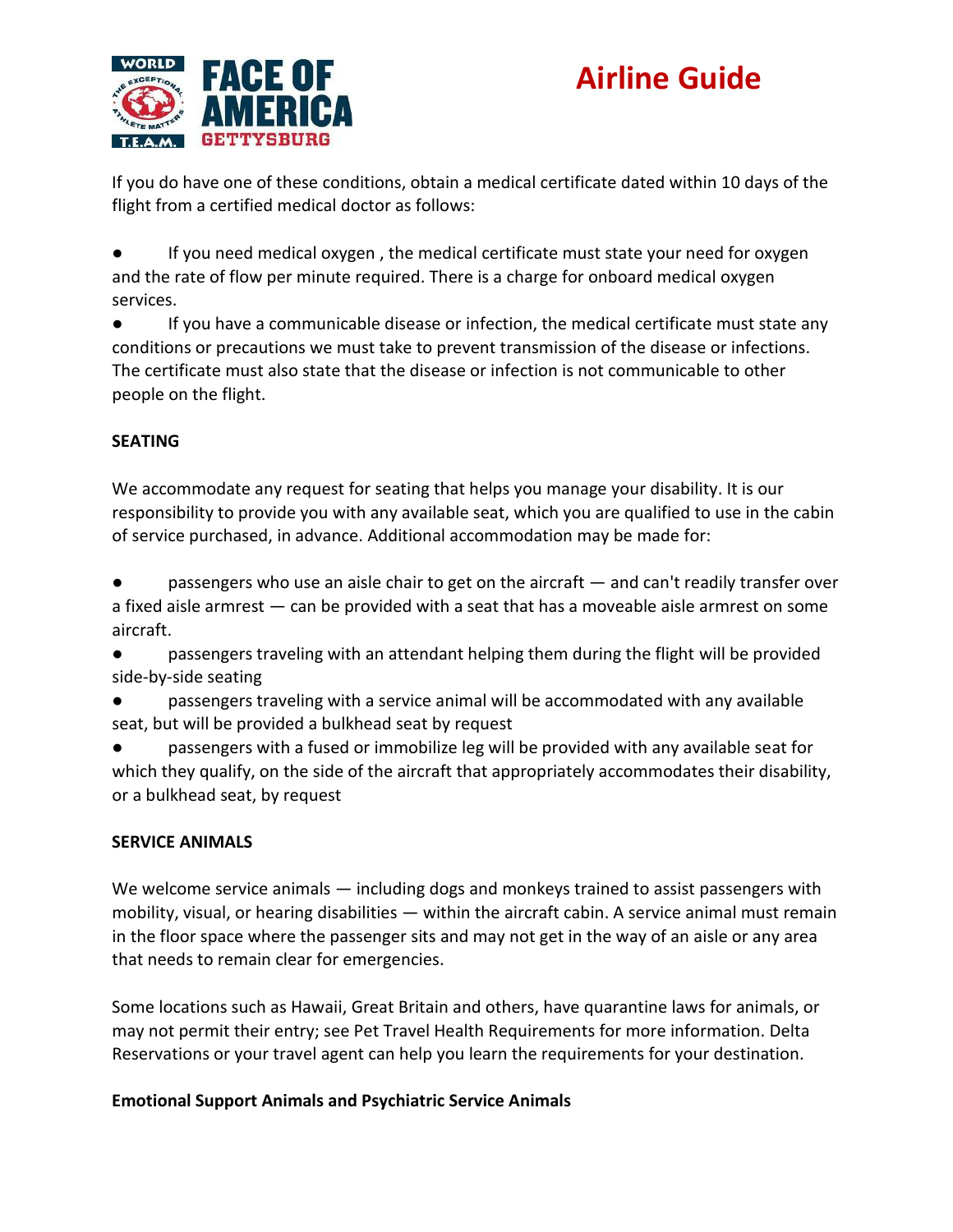If you do have one of these conditions, obtain a medical certificate dated within 10 days of the flight from a certified medical doctor as follows:

- If you need medical oxygen , the medical certificate must state your need for oxygen and the rate of flow per minute required. There is a charge for onboard medical oxygen services.
- If you have a communicable disease or infection, the medical certificate must state any conditions or precautions we must take to prevent transmission of the disease or infections. The certificate must also state that the disease or infection is not communicable to other people on the flight.

**SEATING**

We accommodate any request for seating that helps you manage your disability. It is our responsibility to provide you with any available seat, which you are qualified to use in the cabin of service purchased, in advance. Additional accommodation may be made for:

- passengers who use an aisle chair to get on the aircraft — and can't readily transfer over a fixed aisle armrest — can be provided with a seat that has a moveable aisle armrest on some aircraft.
- passengers traveling with an attendant helping them during the flight will be provided side-by-side seating
- passengers traveling with a service animal will be accommodated with any available seat, but will be provided a bulkhead seat by request
- passengers with a fused or immobilize leg will be provided with any available seat for which they qualify, on the side of the aircraft that appropriately accommodates their disability, or a bulkhead seat, by request

**SERVICE ANIMALS**

We welcome service animals — including dogs and monkeys trained to assist passengers with mobility, visual, or hearing disabilities — within the aircraft cabin. A service animal must remain in the floor space where the passenger sits and may not get in the way of an aisle or any area that needs to remain clear for emergencies.

Some locations such as Hawaii, Great Britain and others, have quarantine laws for animals, or may not permit their entry; see Pet Travel Health Requirements for more information. Delta Reservations or your travel agent can help you learn the requirements for your destination.

**Emotional Support Animals and Psychiatric Service Animals**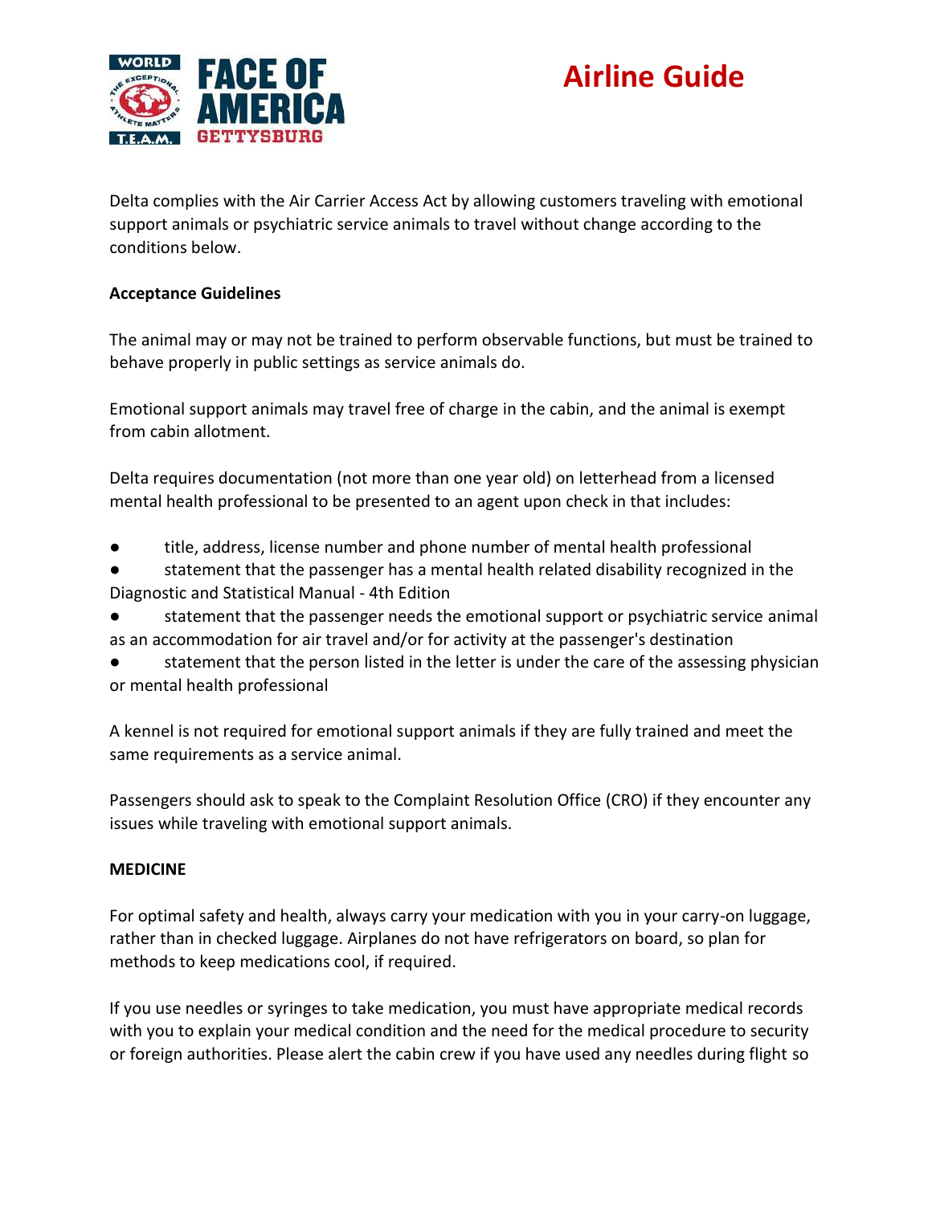# Airline Guide

Delta complies with the Air Carrier Access Act by allowing customers traveling with emotional support animals or psychiatric service animals to travel without change according to the conditions below.

**Acceptance Guidelines**

The animal may or may not be trained to perform observable functions, but must be trained to behave properly in public settings as service animals do.

Emotional support animals may travel free of charge in the cabin, and the animal is exempt from cabin allotment.

Delta requires documentation (not more than one year old) on letterhead from a licensed mental health professional to be presented to an agent upon check in that includes:

- title, address, license number and phone number of mental health professional
- statement that the passenger has a mental health related disability recognized in the Diagnostic and Statistical Manual - 4th Edition
- statement that the passenger needs the emotional support or psychiatric service animal as an accommodation for air travel and/or for activity at the passenger's destination
- statement that the person listed in the letter is under the care of the assessing physician or mental health professional

A kennel is not required for emotional support animals if they are fully trained and meet the same requirements as a service animal.

Passengers should ask to speak to the Complaint Resolution Office (CRO) if they encounter any issues while traveling with emotional support animals.

**MEDICINE**

For optimal safety and health, always carry your medication with you in your carry-on luggage, rather than in checked luggage. Airplanes do not have refrigerators on board, so plan for methods to keep medications cool, if required.

If you use needles or syringes to take medication, you must have appropriate medical records with you to explain your medical condition and the need for the medical procedure to security or foreign authorities. Please alert the cabin crew if you have used any needles during flight so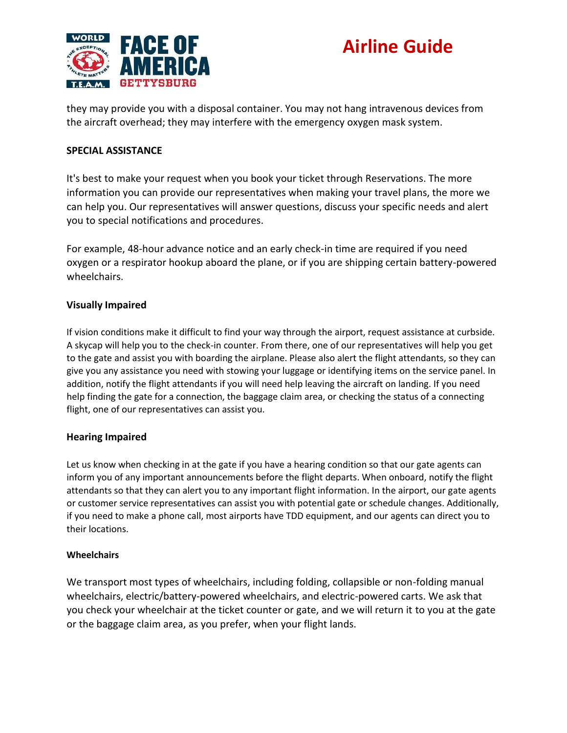they may provide you with a disposal container. You may not hang intravenous devices from the aircraft overhead; they may interfere with the emergency oxygen mask system.

**SPECIAL ASSISTANCE**

It's best to make your request when you book your ticket through Reservations. The more information you can provide our representatives when making your travel plans, the more we can help you. Our representatives will answer questions, discuss your specific needs and alert you to special notifications and procedures.

For example, 48-hour advance notice and an early check-in time are required if you need oxygen or a respirator hookup aboard the plane, or if you are shipping certain battery-powered wheelchairs.

**Visually Impaired**

If vision conditions make it difficult to find your way through the airport, request assistance at curbside. A skycap will help you to the check-in counter. From there, one of our representatives will help you get to the gate and assist you with boarding the airplane. Please also alert the flight attendants, so they can give you any assistance you need with stowing your luggage or identifying items on the service panel. In addition, notify the flight attendants if you will need help leaving the aircraft on landing. If you need help finding the gate for a connection, the baggage claim area, or checking the status of a connecting flight, one of our representatives can assist you.

**Hearing Impaired**

Let us know when checking in at the gate if you have a hearing condition so that our gate agents can inform you of any important announcements before the flight departs. When onboard, notify the flight attendants so that they can alert you to any important flight information. In the airport, our gate agents or customer service representatives can assist you with potential gate or schedule changes. Additionally, if you need to make a phone call, most airports have TDD equipment, and our agents can direct you to their locations.

**Wheelchairs**

We transport most types of wheelchairs, including folding, collapsible or non-folding manual wheelchairs, electric/battery-powered wheelchairs, and electric-powered carts. We ask that you check your wheelchair at the ticket counter or gate, and we will return it to you at the gate or the baggage claim area, as you prefer, when your flight lands.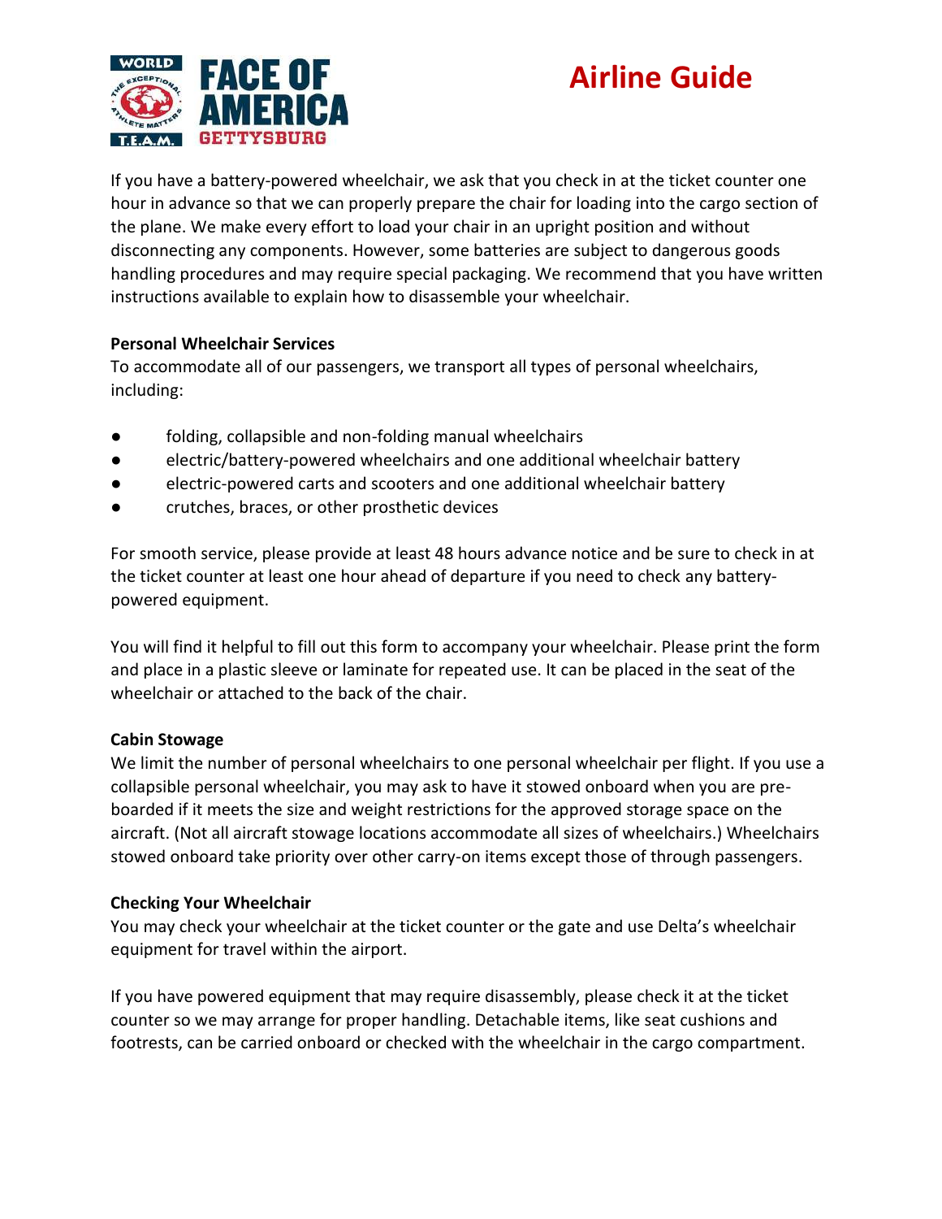# Airline Guide

If you have a battery-powered wheelchair, we ask that you check in at the ticket counter one hour in advance so that we can properly prepare the chair for loading into the cargo section of the plane. We make every effort to load your chair in an upright position and without disconnecting any components. However, some batteries are subject to dangerous goods handling procedures and may require special packaging. We recommend that you have written instructions available to explain how to disassemble your wheelchair.

**Personal Wheelchair Services**

To accommodate all of our passengers, we transport all types of personal wheelchairs, including:

- folding, collapsible and non-folding manual wheelchairs
- electric/battery-powered wheelchairs and one additional wheelchair battery
- electric-powered carts and scooters and one additional wheelchair battery
- crutches, braces, or other prosthetic devices

For smooth service, please provide at least 48 hours advance notice and be sure to check in at the ticket counter at least one hour ahead of departure if you need to check any battery-powered equipment.

You will find it helpful to fill out this form to accompany your wheelchair. Please print the form and place in a plastic sleeve or laminate for repeated use. It can be placed in the seat of the wheelchair or attached to the back of the chair.

**Cabin Stowage**

We limit the number of personal wheelchairs to one personal wheelchair per flight. If you use a collapsible personal wheelchair, you may ask to have it stowed onboard when you are pre-boarded if it meets the size and weight restrictions for the approved storage space on the aircraft. (Not all aircraft stowage locations accommodate all sizes of wheelchairs.) Wheelchairs stowed onboard take priority over other carry-on items except those of through passengers.

**Checking Your Wheelchair**

You may check your wheelchair at the ticket counter or the gate and use Delta's wheelchair equipment for travel within the airport.

If you have powered equipment that may require disassembly, please check it at the ticket counter so we may arrange for proper handling. Detachable items, like seat cushions and footrests, can be carried onboard or checked with the wheelchair in the cargo compartment.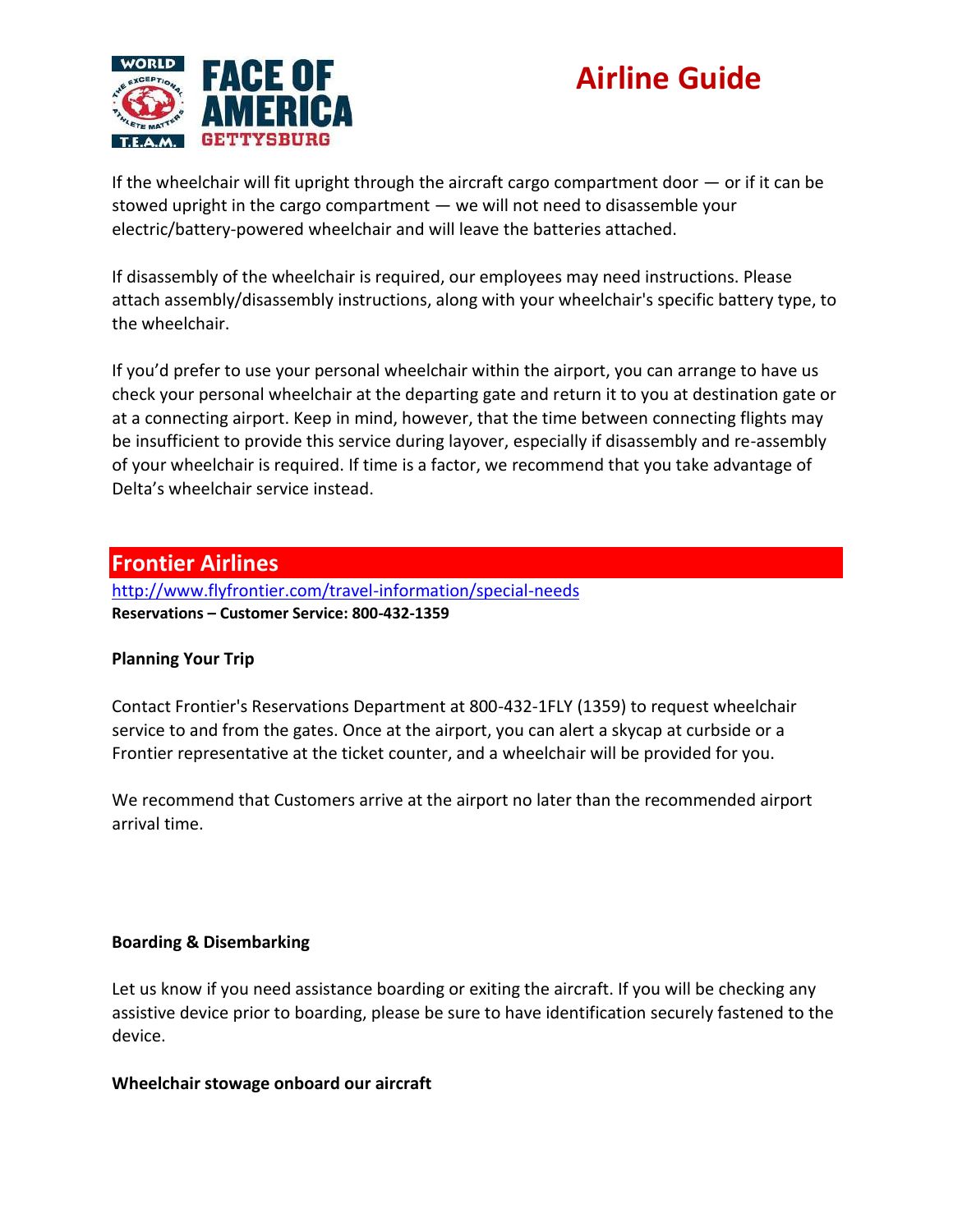If the wheelchair will fit upright through the aircraft cargo compartment door — or if it can be stowed upright in the cargo compartment — we will not need to disassemble your electric/battery-powered wheelchair and will leave the batteries attached.

If disassembly of the wheelchair is required, our employees may need instructions. Please attach assembly/disassembly instructions, along with your wheelchair's specific battery type, to the wheelchair.

If you'd prefer to use your personal wheelchair within the airport, you can arrange to have us check your personal wheelchair at the departing gate and return it to you at destination gate or at a connecting airport. Keep in mind, however, that the time between connecting flights may be insufficient to provide this service during layover, especially if disassembly and re-assembly of your wheelchair is required. If time is a factor, we recommend that you take advantage of Delta's wheelchair service instead.

## Frontier Airlines

http://www.flyfrontier.com/travel-information/special-needs

**Reservations – Customer Service: 800-432-1359**

**Planning Your Trip**

Contact Frontier's Reservations Department at 800-432-1FLY (1359) to request wheelchair service to and from the gates. Once at the airport, you can alert a skycap at curbside or a Frontier representative at the ticket counter, and a wheelchair will be provided for you.

We recommend that Customers arrive at the airport no later than the recommended airport arrival time.

**Boarding & Disembarking**

Let us know if you need assistance boarding or exiting the aircraft. If you will be checking any assistive device prior to boarding, please be sure to have identification securely fastened to the device.

**Wheelchair stowage onboard our aircraft**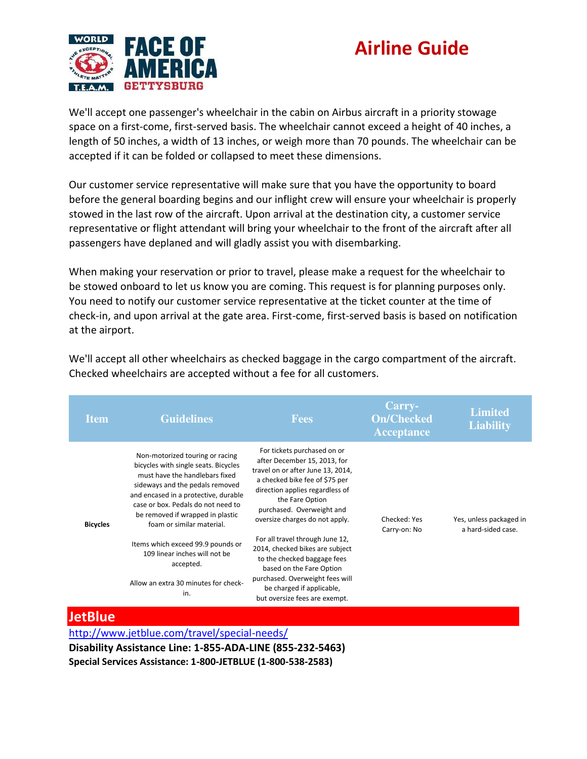We'll accept one passenger's wheelchair in the cabin on Airbus aircraft in a priority stowage space on a first-come, first-served basis. The wheelchair cannot exceed a height of 40 inches, a length of 50 inches, a width of 13 inches, or weigh more than 70 pounds. The wheelchair can be accepted if it can be folded or collapsed to meet these dimensions.

Our customer service representative will make sure that you have the opportunity to board before the general boarding begins and our inflight crew will ensure your wheelchair is properly stowed in the last row of the aircraft. Upon arrival at the destination city, a customer service representative or flight attendant will bring your wheelchair to the front of the aircraft after all passengers have deplaned and will gladly assist you with disembarking.

When making your reservation or prior to travel, please make a request for the wheelchair to be stowed onboard to let us know you are coming. This request is for planning purposes only. You need to notify our customer service representative at the ticket counter at the time of check-in, and upon arrival at the gate area. First-come, first-served basis is based on notification at the airport.

We'll accept all other wheelchairs as checked baggage in the cargo compartment of the aircraft. Checked wheelchairs are accepted without a fee for all customers.

| Item | Guidelines | Fees | Carry-On/Checked Acceptance | Limited Liability |
|---|---|---|---|---|
| **Bicycles** | Non-motorized touring or racing bicycles with single seats. Bicycles must have the handlebars fixed sideways and the pedals removed and encased in a protective, durable case or box. Pedals do not need to be removed if wrapped in plastic foam or similar material.<br><br>Items which exceed 99.9 pounds or 109 linear inches will not be accepted.<br><br>Allow an extra 30 minutes for check-in. | For tickets purchased on or after December 15, 2013, for travel on or after June 13, 2014, a checked bike fee of $75 per direction applies regardless of the Fare Option purchased. Overweight and oversize charges do not apply.<br><br>For all travel through June 12, 2014, checked bikes are subject to the checked baggage fees based on the Fare Option purchased. Overweight fees will be charged if applicable, but oversize fees are exempt. | Checked: Yes<br>Carry-on: No | Yes, unless packaged in a hard-sided case. |

## JetBlue

http://www.jetblue.com/travel/special-needs/

**Disability Assistance Line: 1-855-ADA-LINE (855-232-5463)**

**Special Services Assistance: 1-800-JETBLUE (1-800-538-2583)**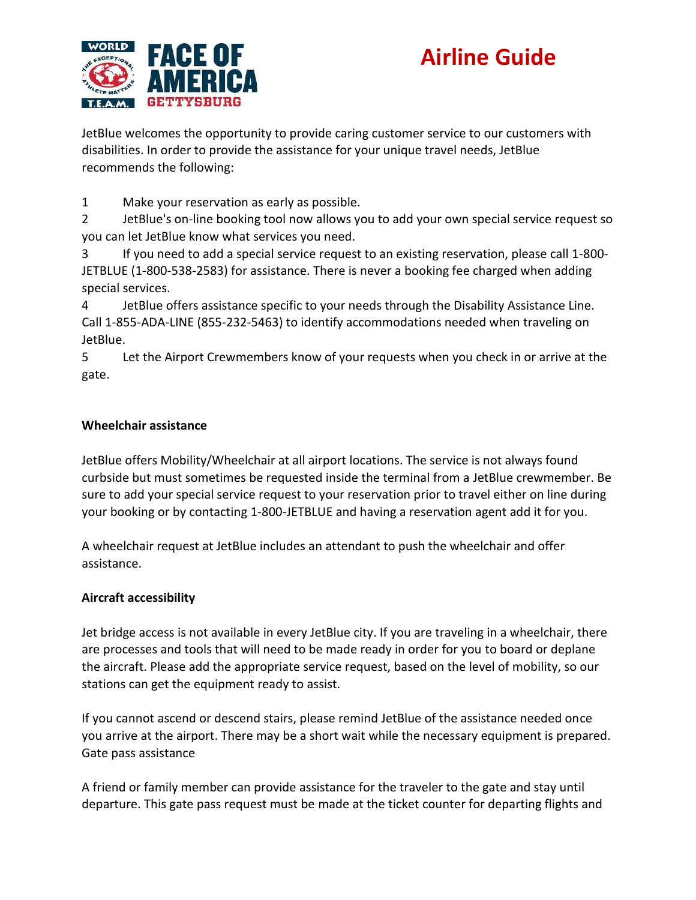# Airline Guide

JetBlue welcomes the opportunity to provide caring customer service to our customers with disabilities. In order to provide the assistance for your unique travel needs, JetBlue recommends the following:

1. Make your reservation as early as possible.
2. JetBlue's on-line booking tool now allows you to add your own special service request so you can let JetBlue know what services you need.
3. If you need to add a special service request to an existing reservation, please call 1-800-JETBLUE (1-800-538-2583) for assistance. There is never a booking fee charged when adding special services.
4. JetBlue offers assistance specific to your needs through the Disability Assistance Line. Call 1-855-ADA-LINE (855-232-5463) to identify accommodations needed when traveling on JetBlue.
5. Let the Airport Crewmembers know of your requests when you check in or arrive at the gate.

**Wheelchair assistance**

JetBlue offers Mobility/Wheelchair at all airport locations. The service is not always found curbside but must sometimes be requested inside the terminal from a JetBlue crewmember. Be sure to add your special service request to your reservation prior to travel either on line during your booking or by contacting 1-800-JETBLUE and having a reservation agent add it for you.

A wheelchair request at JetBlue includes an attendant to push the wheelchair and offer assistance.

**Aircraft accessibility**

Jet bridge access is not available in every JetBlue city. If you are traveling in a wheelchair, there are processes and tools that will need to be made ready in order for you to board or deplane the aircraft. Please add the appropriate service request, based on the level of mobility, so our stations can get the equipment ready to assist.

If you cannot ascend or descend stairs, please remind JetBlue of the assistance needed once you arrive at the airport. There may be a short wait while the necessary equipment is prepared.
Gate pass assistance

A friend or family member can provide assistance for the traveler to the gate and stay until departure. This gate pass request must be made at the ticket counter for departing flights and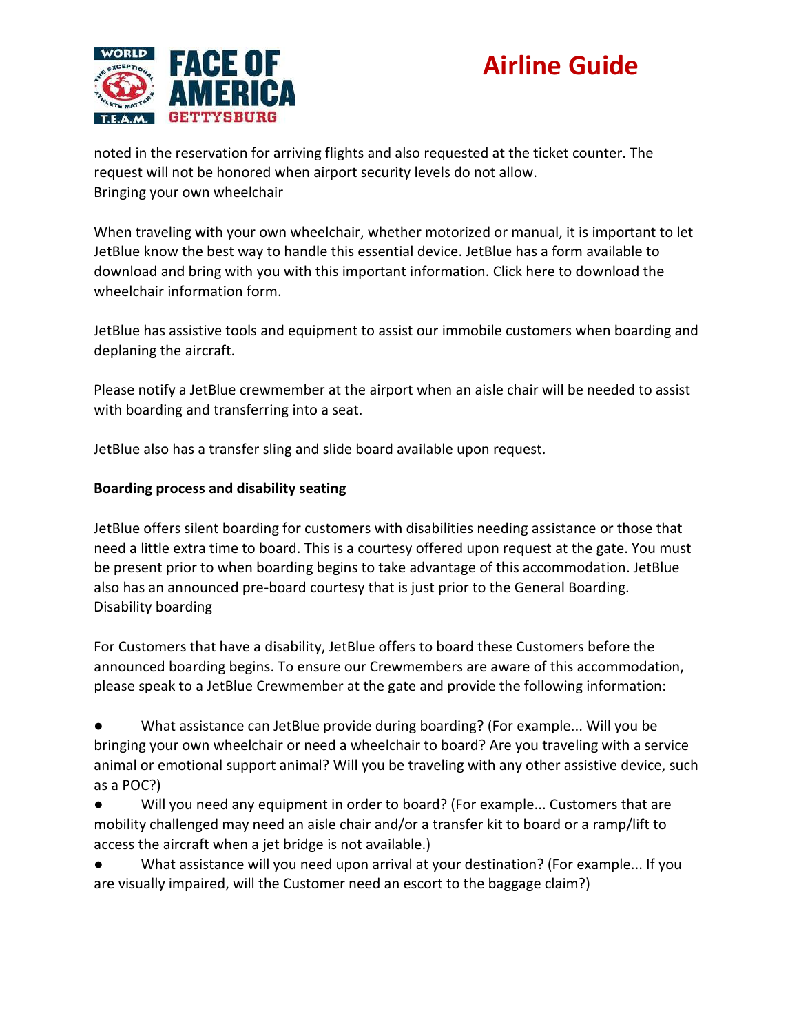noted in the reservation for arriving flights and also requested at the ticket counter. The request will not be honored when airport security levels do not allow.
Bringing your own wheelchair

When traveling with your own wheelchair, whether motorized or manual, it is important to let JetBlue know the best way to handle this essential device. JetBlue has a form available to download and bring with you with this important information. Click here to download the wheelchair information form.

JetBlue has assistive tools and equipment to assist our immobile customers when boarding and deplaning the aircraft.

Please notify a JetBlue crewmember at the airport when an aisle chair will be needed to assist with boarding and transferring into a seat.

JetBlue also has a transfer sling and slide board available upon request.

**Boarding process and disability seating**

JetBlue offers silent boarding for customers with disabilities needing assistance or those that need a little extra time to board. This is a courtesy offered upon request at the gate. You must be present prior to when boarding begins to take advantage of this accommodation. JetBlue also has an announced pre-board courtesy that is just prior to the General Boarding.
Disability boarding

For Customers that have a disability, JetBlue offers to board these Customers before the announced boarding begins. To ensure our Crewmembers are aware of this accommodation, please speak to a JetBlue Crewmember at the gate and provide the following information:

- What assistance can JetBlue provide during boarding? (For example... Will you be bringing your own wheelchair or need a wheelchair to board? Are you traveling with a service animal or emotional support animal? Will you be traveling with any other assistive device, such as a POC?)
- Will you need any equipment in order to board? (For example... Customers that are mobility challenged may need an aisle chair and/or a transfer kit to board or a ramp/lift to access the aircraft when a jet bridge is not available.)
- What assistance will you need upon arrival at your destination? (For example... If you are visually impaired, will the Customer need an escort to the baggage claim?)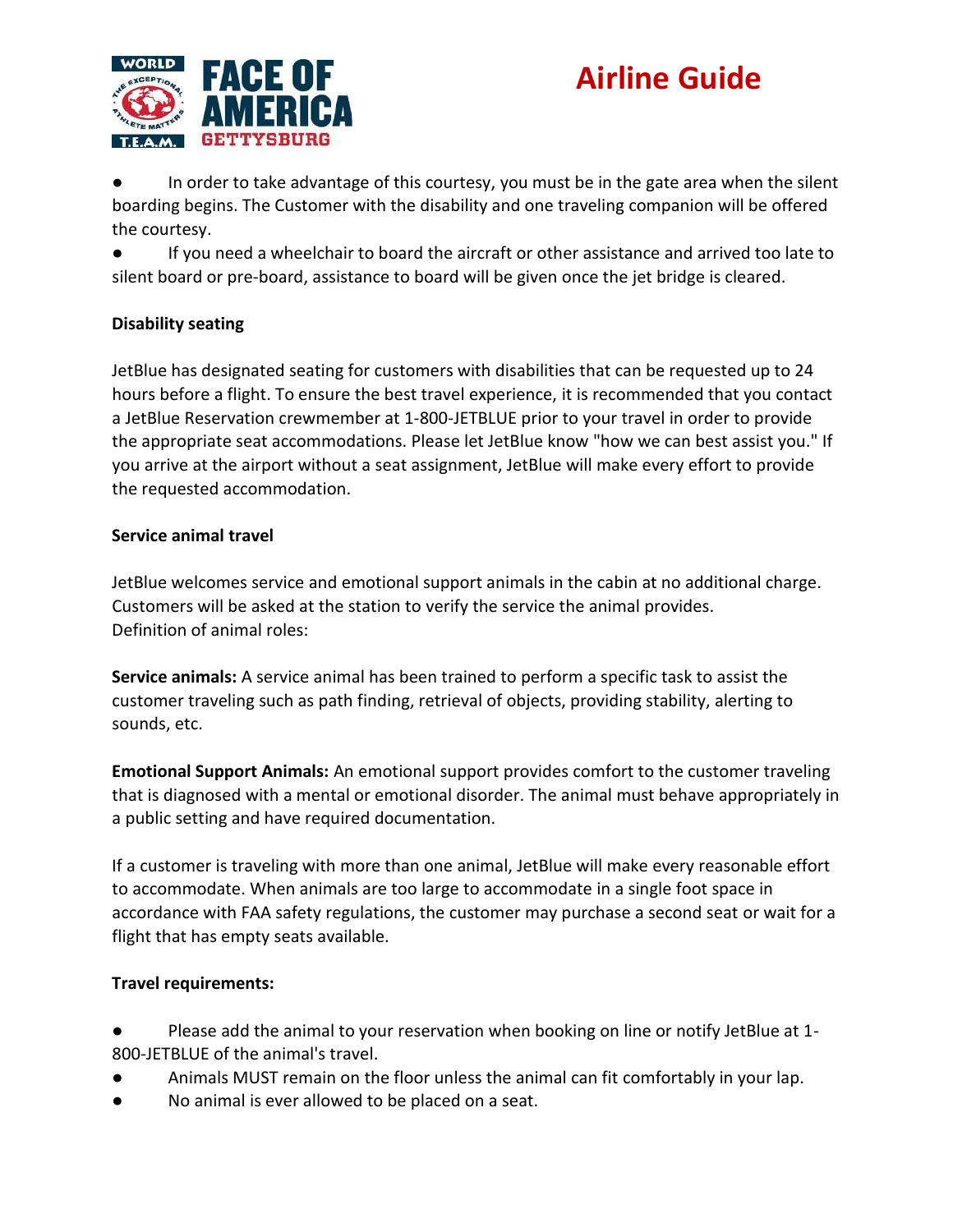- In order to take advantage of this courtesy, you must be in the gate area when the silent boarding begins. The Customer with the disability and one traveling companion will be offered the courtesy.
- If you need a wheelchair to board the aircraft or other assistance and arrived too late to silent board or pre-board, assistance to board will be given once the jet bridge is cleared.

**Disability seating**

JetBlue has designated seating for customers with disabilities that can be requested up to 24 hours before a flight. To ensure the best travel experience, it is recommended that you contact a JetBlue Reservation crewmember at 1-800-JETBLUE prior to your travel in order to provide the appropriate seat accommodations. Please let JetBlue know "how we can best assist you." If you arrive at the airport without a seat assignment, JetBlue will make every effort to provide the requested accommodation.

**Service animal travel**

JetBlue welcomes service and emotional support animals in the cabin at no additional charge. Customers will be asked at the station to verify the service the animal provides.
Definition of animal roles:

**Service animals:** A service animal has been trained to perform a specific task to assist the customer traveling such as path finding, retrieval of objects, providing stability, alerting to sounds, etc.

**Emotional Support Animals:** An emotional support provides comfort to the customer traveling that is diagnosed with a mental or emotional disorder. The animal must behave appropriately in a public setting and have required documentation.

If a customer is traveling with more than one animal, JetBlue will make every reasonable effort to accommodate. When animals are too large to accommodate in a single foot space in accordance with FAA safety regulations, the customer may purchase a second seat or wait for a flight that has empty seats available.

**Travel requirements:**

- Please add the animal to your reservation when booking on line or notify JetBlue at 1-800-JETBLUE of the animal's travel.
- Animals MUST remain on the floor unless the animal can fit comfortably in your lap.
- No animal is ever allowed to be placed on a seat.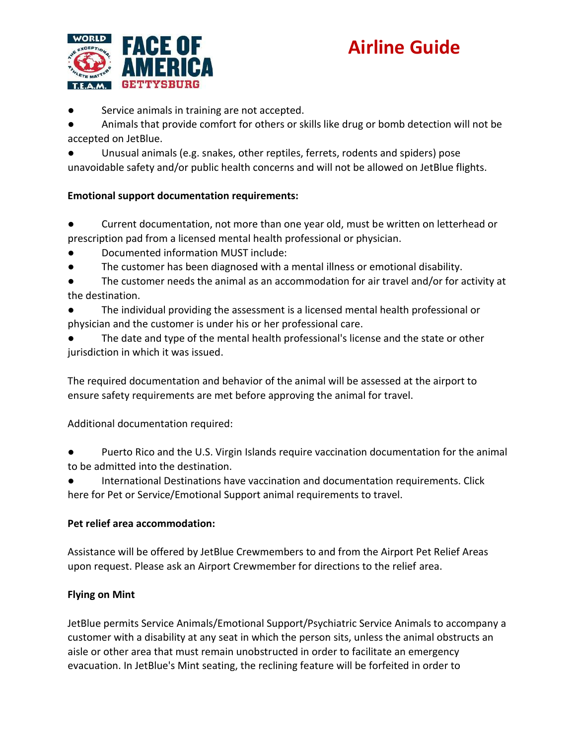- Service animals in training are not accepted.
- Animals that provide comfort for others or skills like drug or bomb detection will not be accepted on JetBlue.
- Unusual animals (e.g. snakes, other reptiles, ferrets, rodents and spiders) pose unavoidable safety and/or public health concerns and will not be allowed on JetBlue flights.

**Emotional support documentation requirements:**

- Current documentation, not more than one year old, must be written on letterhead or prescription pad from a licensed mental health professional or physician.
- Documented information MUST include:
- The customer has been diagnosed with a mental illness or emotional disability.
- The customer needs the animal as an accommodation for air travel and/or for activity at the destination.
- The individual providing the assessment is a licensed mental health professional or physician and the customer is under his or her professional care.
- The date and type of the mental health professional's license and the state or other jurisdiction in which it was issued.

The required documentation and behavior of the animal will be assessed at the airport to ensure safety requirements are met before approving the animal for travel.

Additional documentation required:

- Puerto Rico and the U.S. Virgin Islands require vaccination documentation for the animal to be admitted into the destination.
- International Destinations have vaccination and documentation requirements. Click here for Pet or Service/Emotional Support animal requirements to travel.

**Pet relief area accommodation:**

Assistance will be offered by JetBlue Crewmembers to and from the Airport Pet Relief Areas upon request. Please ask an Airport Crewmember for directions to the relief area.

**Flying on Mint**

JetBlue permits Service Animals/Emotional Support/Psychiatric Service Animals to accompany a customer with a disability at any seat in which the person sits, unless the animal obstructs an aisle or other area that must remain unobstructed in order to facilitate an emergency evacuation. In JetBlue's Mint seating, the reclining feature will be forfeited in order to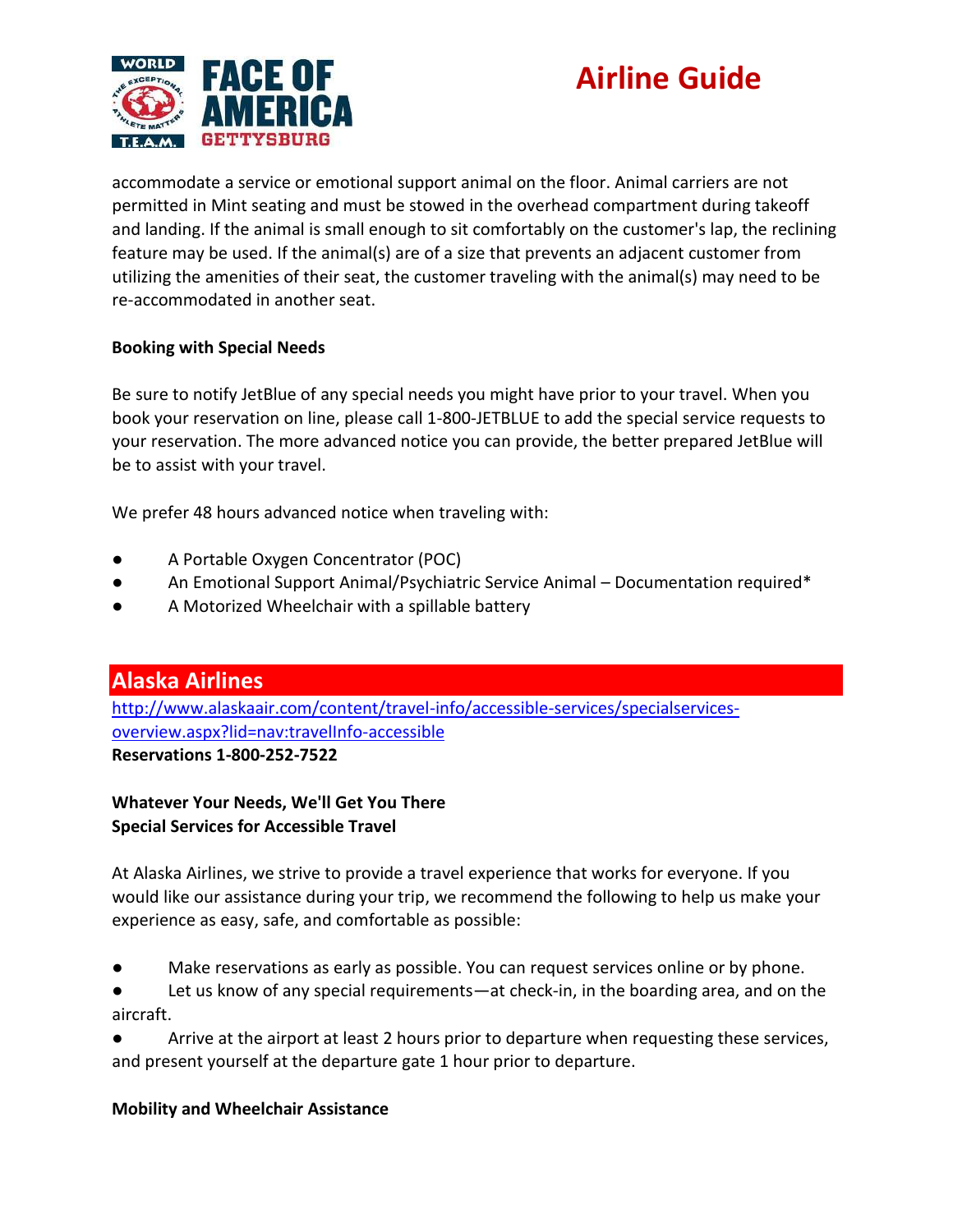accommodate a service or emotional support animal on the floor. Animal carriers are not permitted in Mint seating and must be stowed in the overhead compartment during takeoff and landing. If the animal is small enough to sit comfortably on the customer's lap, the reclining feature may be used. If the animal(s) are of a size that prevents an adjacent customer from utilizing the amenities of their seat, the customer traveling with the animal(s) may need to be re-accommodated in another seat.

**Booking with Special Needs**

Be sure to notify JetBlue of any special needs you might have prior to your travel. When you book your reservation on line, please call 1-800-JETBLUE to add the special service requests to your reservation. The more advanced notice you can provide, the better prepared JetBlue will be to assist with your travel.

We prefer 48 hours advanced notice when traveling with:

- A Portable Oxygen Concentrator (POC)
- An Emotional Support Animal/Psychiatric Service Animal – Documentation required*
- A Motorized Wheelchair with a spillable battery

## Alaska Airlines

http://www.alaskaair.com/content/travel-info/accessible-services/specialservices-overview.aspx?lid=nav:travelInfo-accessible

**Reservations 1-800-252-7522**

**Whatever Your Needs, We'll Get You There**
**Special Services for Accessible Travel**

At Alaska Airlines, we strive to provide a travel experience that works for everyone. If you would like our assistance during your trip, we recommend the following to help us make your experience as easy, safe, and comfortable as possible:

- Make reservations as early as possible. You can request services online or by phone.
- Let us know of any special requirements—at check-in, in the boarding area, and on the aircraft.
- Arrive at the airport at least 2 hours prior to departure when requesting these services, and present yourself at the departure gate 1 hour prior to departure.

**Mobility and Wheelchair Assistance**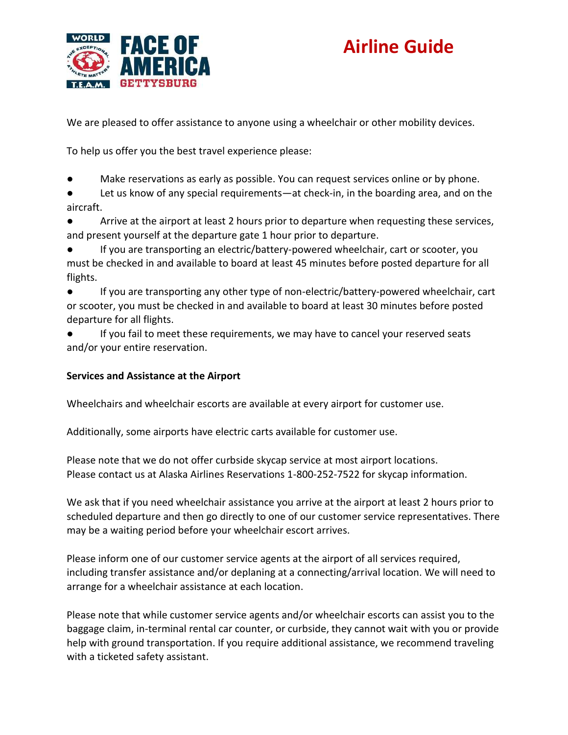# Airline Guide

We are pleased to offer assistance to anyone using a wheelchair or other mobility devices.

To help us offer you the best travel experience please:

- Make reservations as early as possible. You can request services online or by phone.
- Let us know of any special requirements—at check-in, in the boarding area, and on the aircraft.
- Arrive at the airport at least 2 hours prior to departure when requesting these services, and present yourself at the departure gate 1 hour prior to departure.
- If you are transporting an electric/battery-powered wheelchair, cart or scooter, you must be checked in and available to board at least 45 minutes before posted departure for all flights.
- If you are transporting any other type of non-electric/battery-powered wheelchair, cart or scooter, you must be checked in and available to board at least 30 minutes before posted departure for all flights.
- If you fail to meet these requirements, we may have to cancel your reserved seats and/or your entire reservation.

**Services and Assistance at the Airport**

Wheelchairs and wheelchair escorts are available at every airport for customer use.

Additionally, some airports have electric carts available for customer use.

Please note that we do not offer curbside skycap service at most airport locations.
Please contact us at Alaska Airlines Reservations 1-800-252-7522 for skycap information.

We ask that if you need wheelchair assistance you arrive at the airport at least 2 hours prior to scheduled departure and then go directly to one of our customer service representatives. There may be a waiting period before your wheelchair escort arrives.

Please inform one of our customer service agents at the airport of all services required, including transfer assistance and/or deplaning at a connecting/arrival location. We will need to arrange for a wheelchair assistance at each location.

Please note that while customer service agents and/or wheelchair escorts can assist you to the baggage claim, in-terminal rental car counter, or curbside, they cannot wait with you or provide help with ground transportation. If you require additional assistance, we recommend traveling with a ticketed safety assistant.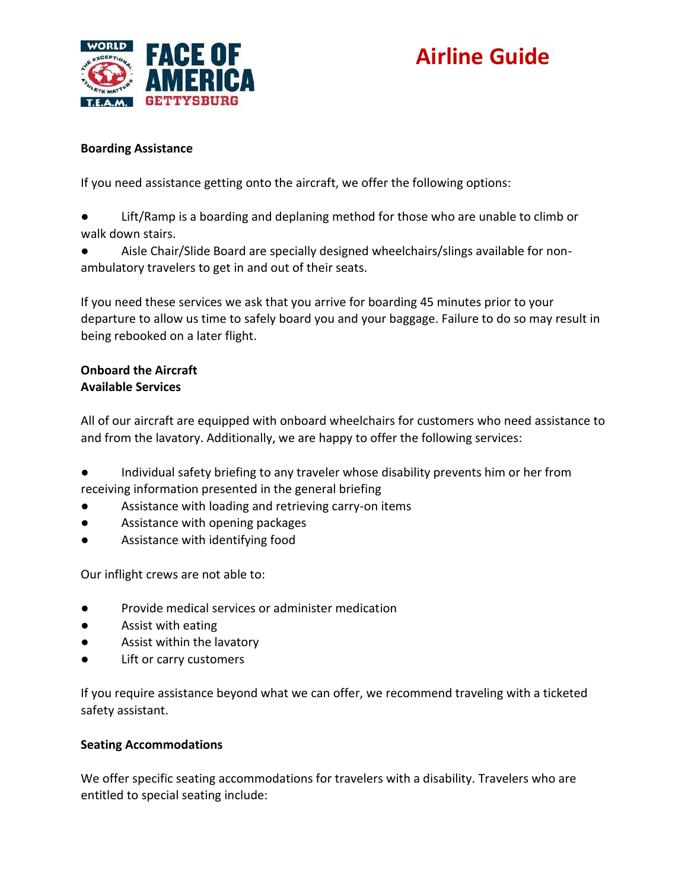# Airline Guide

**Boarding Assistance**

If you need assistance getting onto the aircraft, we offer the following options:

- Lift/Ramp is a boarding and deplaning method for those who are unable to climb or walk down stairs.
- Aisle Chair/Slide Board are specially designed wheelchairs/slings available for non-ambulatory travelers to get in and out of their seats.

If you need these services we ask that you arrive for boarding 45 minutes prior to your departure to allow us time to safely board you and your baggage. Failure to do so may result in being rebooked on a later flight.

**Onboard the Aircraft**
**Available Services**

All of our aircraft are equipped with onboard wheelchairs for customers who need assistance to and from the lavatory. Additionally, we are happy to offer the following services:

- Individual safety briefing to any traveler whose disability prevents him or her from receiving information presented in the general briefing
- Assistance with loading and retrieving carry-on items
- Assistance with opening packages
- Assistance with identifying food

Our inflight crews are not able to:

- Provide medical services or administer medication
- Assist with eating
- Assist within the lavatory
- Lift or carry customers

If you require assistance beyond what we can offer, we recommend traveling with a ticketed safety assistant.

**Seating Accommodations**

We offer specific seating accommodations for travelers with a disability. Travelers who are entitled to special seating include: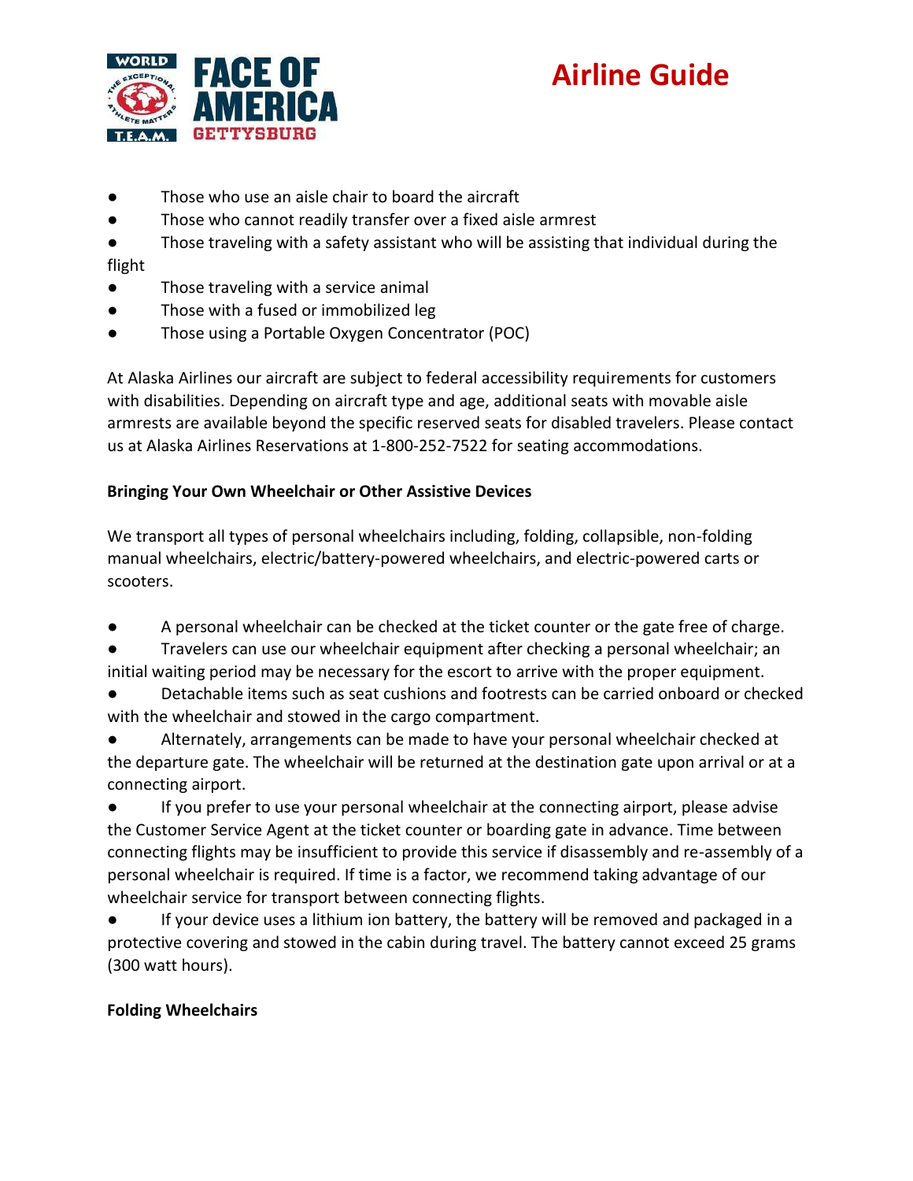- Those who use an aisle chair to board the aircraft
- Those who cannot readily transfer over a fixed aisle armrest
- Those traveling with a safety assistant who will be assisting that individual during the flight
- Those traveling with a service animal
- Those with a fused or immobilized leg
- Those using a Portable Oxygen Concentrator (POC)

At Alaska Airlines our aircraft are subject to federal accessibility requirements for customers with disabilities. Depending on aircraft type and age, additional seats with movable aisle armrests are available beyond the specific reserved seats for disabled travelers. Please contact us at Alaska Airlines Reservations at 1-800-252-7522 for seating accommodations.

**Bringing Your Own Wheelchair or Other Assistive Devices**

We transport all types of personal wheelchairs including, folding, collapsible, non-folding manual wheelchairs, electric/battery-powered wheelchairs, and electric-powered carts or scooters.

- A personal wheelchair can be checked at the ticket counter or the gate free of charge.
- Travelers can use our wheelchair equipment after checking a personal wheelchair; an initial waiting period may be necessary for the escort to arrive with the proper equipment.
- Detachable items such as seat cushions and footrests can be carried onboard or checked with the wheelchair and stowed in the cargo compartment.
- Alternately, arrangements can be made to have your personal wheelchair checked at the departure gate. The wheelchair will be returned at the destination gate upon arrival or at a connecting airport.
- If you prefer to use your personal wheelchair at the connecting airport, please advise the Customer Service Agent at the ticket counter or boarding gate in advance. Time between connecting flights may be insufficient to provide this service if disassembly and re-assembly of a personal wheelchair is required. If time is a factor, we recommend taking advantage of our wheelchair service for transport between connecting flights.
- If your device uses a lithium ion battery, the battery will be removed and packaged in a protective covering and stowed in the cabin during travel. The battery cannot exceed 25 grams (300 watt hours).

**Folding Wheelchairs**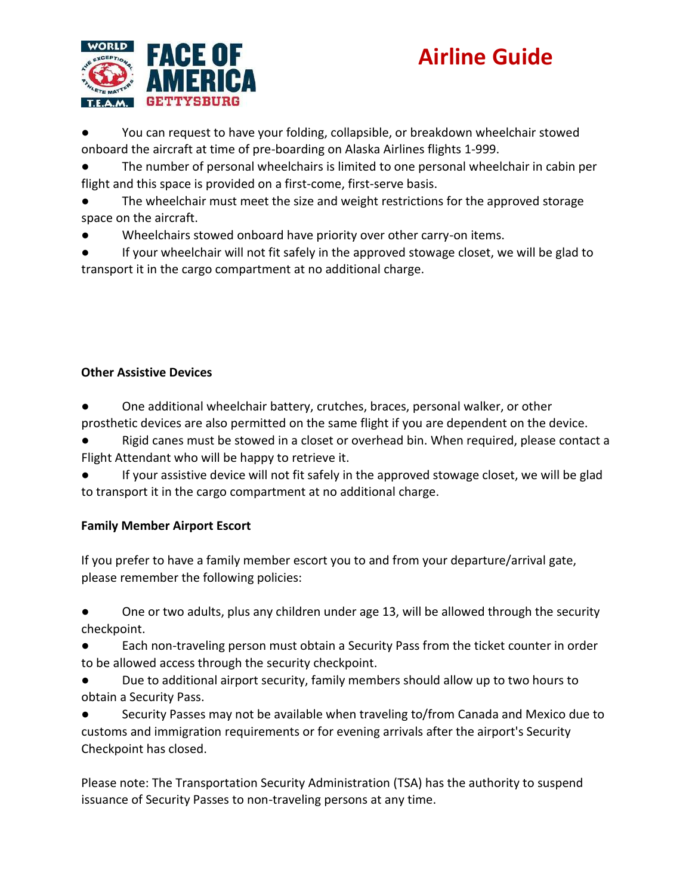- You can request to have your folding, collapsible, or breakdown wheelchair stowed onboard the aircraft at time of pre-boarding on Alaska Airlines flights 1-999.
- The number of personal wheelchairs is limited to one personal wheelchair in cabin per flight and this space is provided on a first-come, first-serve basis.
- The wheelchair must meet the size and weight restrictions for the approved storage space on the aircraft.
- Wheelchairs stowed onboard have priority over other carry-on items.
- If your wheelchair will not fit safely in the approved stowage closet, we will be glad to transport it in the cargo compartment at no additional charge.

**Other Assistive Devices**

- One additional wheelchair battery, crutches, braces, personal walker, or other prosthetic devices are also permitted on the same flight if you are dependent on the device.
- Rigid canes must be stowed in a closet or overhead bin. When required, please contact a Flight Attendant who will be happy to retrieve it.
- If your assistive device will not fit safely in the approved stowage closet, we will be glad to transport it in the cargo compartment at no additional charge.

**Family Member Airport Escort**

If you prefer to have a family member escort you to and from your departure/arrival gate, please remember the following policies:

- One or two adults, plus any children under age 13, will be allowed through the security checkpoint.
- Each non-traveling person must obtain a Security Pass from the ticket counter in order to be allowed access through the security checkpoint.
- Due to additional airport security, family members should allow up to two hours to obtain a Security Pass.
- Security Passes may not be available when traveling to/from Canada and Mexico due to customs and immigration requirements or for evening arrivals after the airport's Security Checkpoint has closed.

Please note: The Transportation Security Administration (TSA) has the authority to suspend issuance of Security Passes to non-traveling persons at any time.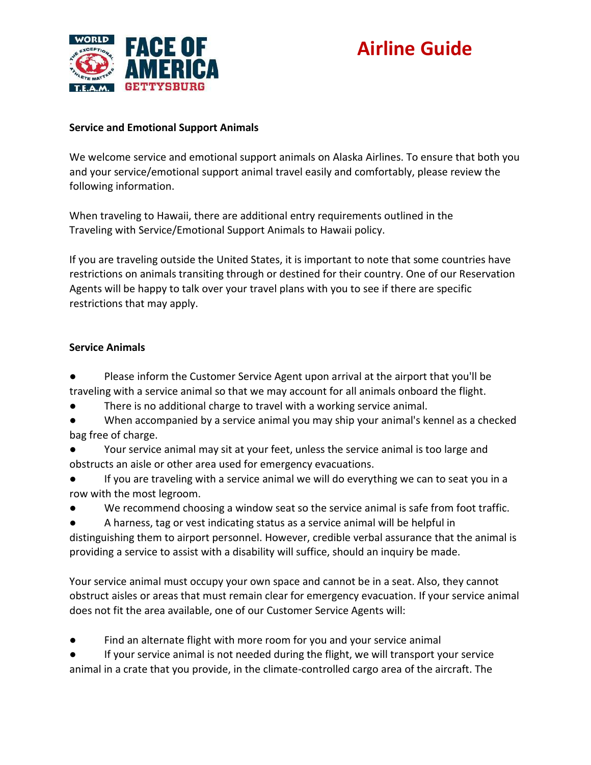# Airline Guide

**Service and Emotional Support Animals**

We welcome service and emotional support animals on Alaska Airlines. To ensure that both you and your service/emotional support animal travel easily and comfortably, please review the following information.

When traveling to Hawaii, there are additional entry requirements outlined in the Traveling with Service/Emotional Support Animals to Hawaii policy.

If you are traveling outside the United States, it is important to note that some countries have restrictions on animals transiting through or destined for their country. One of our Reservation Agents will be happy to talk over your travel plans with you to see if there are specific restrictions that may apply.

**Service Animals**

- Please inform the Customer Service Agent upon arrival at the airport that you'll be traveling with a service animal so that we may account for all animals onboard the flight.
- There is no additional charge to travel with a working service animal.
- When accompanied by a service animal you may ship your animal's kennel as a checked bag free of charge.
- Your service animal may sit at your feet, unless the service animal is too large and obstructs an aisle or other area used for emergency evacuations.
- If you are traveling with a service animal we will do everything we can to seat you in a row with the most legroom.
- We recommend choosing a window seat so the service animal is safe from foot traffic.
- A harness, tag or vest indicating status as a service animal will be helpful in distinguishing them to airport personnel. However, credible verbal assurance that the animal is providing a service to assist with a disability will suffice, should an inquiry be made.

Your service animal must occupy your own space and cannot be in a seat. Also, they cannot obstruct aisles or areas that must remain clear for emergency evacuation. If your service animal does not fit the area available, one of our Customer Service Agents will:

- Find an alternate flight with more room for you and your service animal
- If your service animal is not needed during the flight, we will transport your service animal in a crate that you provide, in the climate-controlled cargo area of the aircraft. The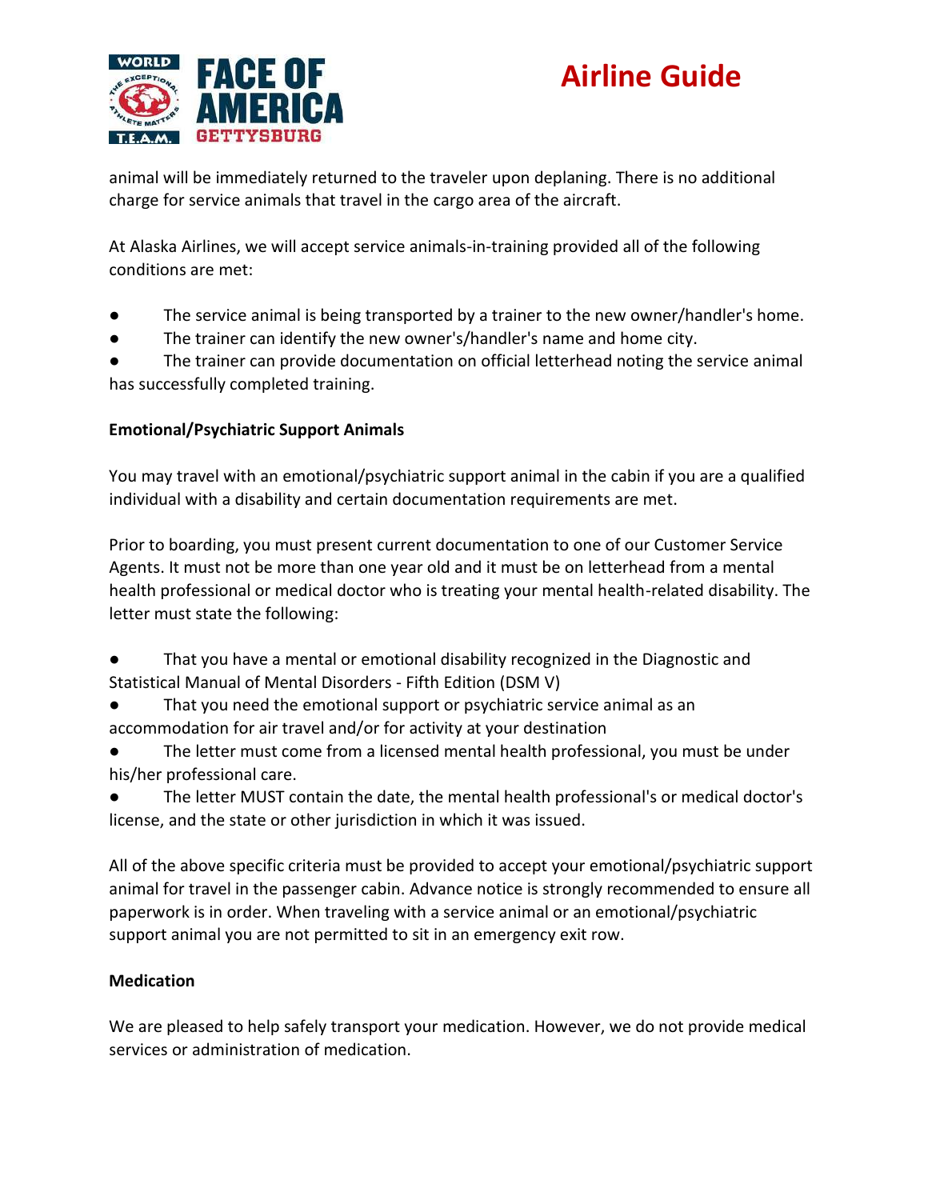animal will be immediately returned to the traveler upon deplaning. There is no additional charge for service animals that travel in the cargo area of the aircraft.

At Alaska Airlines, we will accept service animals-in-training provided all of the following conditions are met:

- The service animal is being transported by a trainer to the new owner/handler's home.
- The trainer can identify the new owner's/handler's name and home city.
- The trainer can provide documentation on official letterhead noting the service animal has successfully completed training.

**Emotional/Psychiatric Support Animals**

You may travel with an emotional/psychiatric support animal in the cabin if you are a qualified individual with a disability and certain documentation requirements are met.

Prior to boarding, you must present current documentation to one of our Customer Service Agents. It must not be more than one year old and it must be on letterhead from a mental health professional or medical doctor who is treating your mental health-related disability. The letter must state the following:

- That you have a mental or emotional disability recognized in the Diagnostic and Statistical Manual of Mental Disorders - Fifth Edition (DSM V)
- That you need the emotional support or psychiatric service animal as an accommodation for air travel and/or for activity at your destination
- The letter must come from a licensed mental health professional, you must be under his/her professional care.
- The letter MUST contain the date, the mental health professional's or medical doctor's license, and the state or other jurisdiction in which it was issued.

All of the above specific criteria must be provided to accept your emotional/psychiatric support animal for travel in the passenger cabin. Advance notice is strongly recommended to ensure all paperwork is in order. When traveling with a service animal or an emotional/psychiatric support animal you are not permitted to sit in an emergency exit row.

**Medication**

We are pleased to help safely transport your medication. However, we do not provide medical services or administration of medication.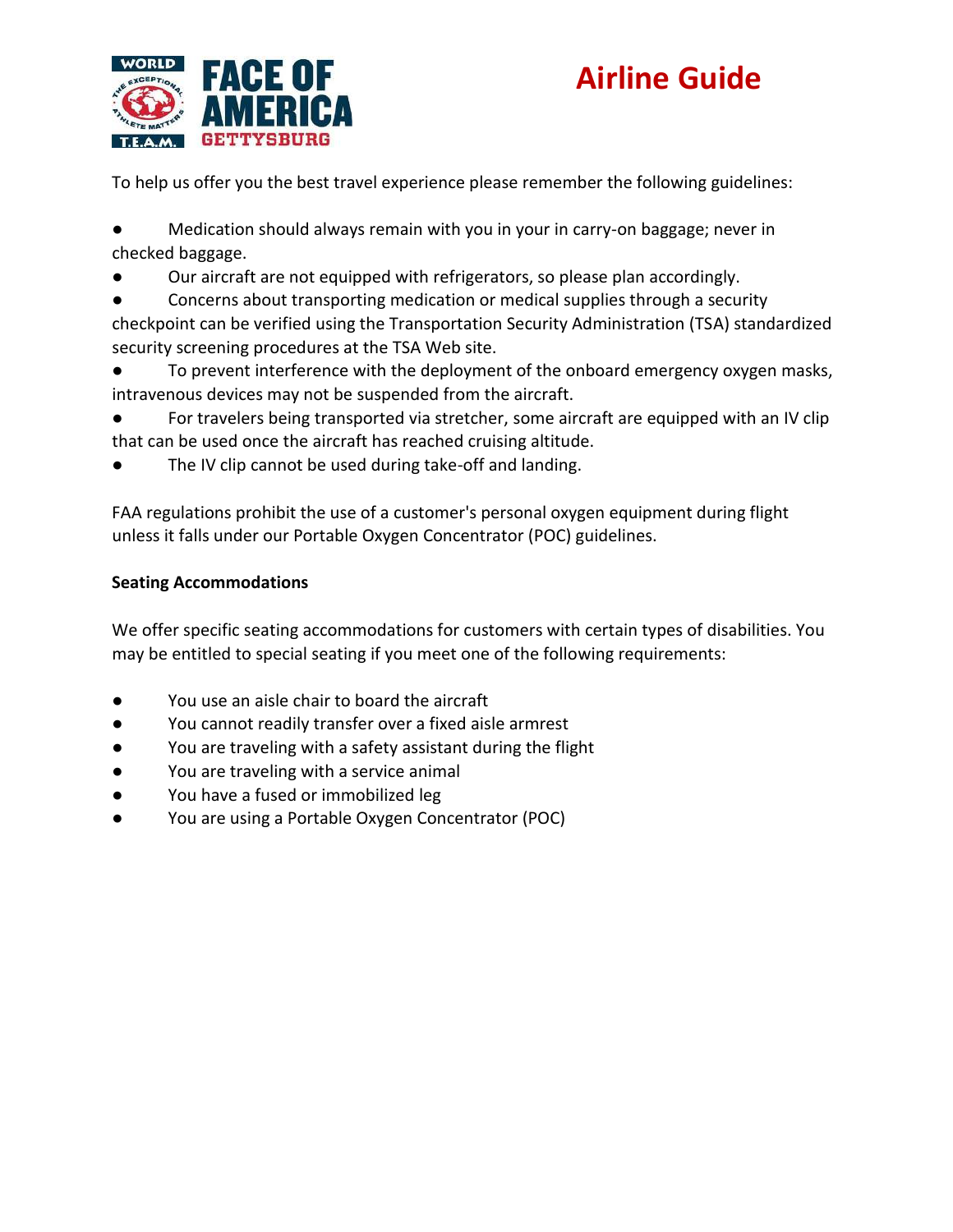# Airline Guide

To help us offer you the best travel experience please remember the following guidelines:

- Medication should always remain with you in your in carry-on baggage; never in checked baggage.
- Our aircraft are not equipped with refrigerators, so please plan accordingly.
- Concerns about transporting medication or medical supplies through a security checkpoint can be verified using the Transportation Security Administration (TSA) standardized security screening procedures at the TSA Web site.
- To prevent interference with the deployment of the onboard emergency oxygen masks, intravenous devices may not be suspended from the aircraft.
- For travelers being transported via stretcher, some aircraft are equipped with an IV clip that can be used once the aircraft has reached cruising altitude.
- The IV clip cannot be used during take-off and landing.

FAA regulations prohibit the use of a customer's personal oxygen equipment during flight unless it falls under our Portable Oxygen Concentrator (POC) guidelines.

**Seating Accommodations**

We offer specific seating accommodations for customers with certain types of disabilities. You may be entitled to special seating if you meet one of the following requirements:

- You use an aisle chair to board the aircraft
- You cannot readily transfer over a fixed aisle armrest
- You are traveling with a safety assistant during the flight
- You are traveling with a service animal
- You have a fused or immobilized leg
- You are using a Portable Oxygen Concentrator (POC)